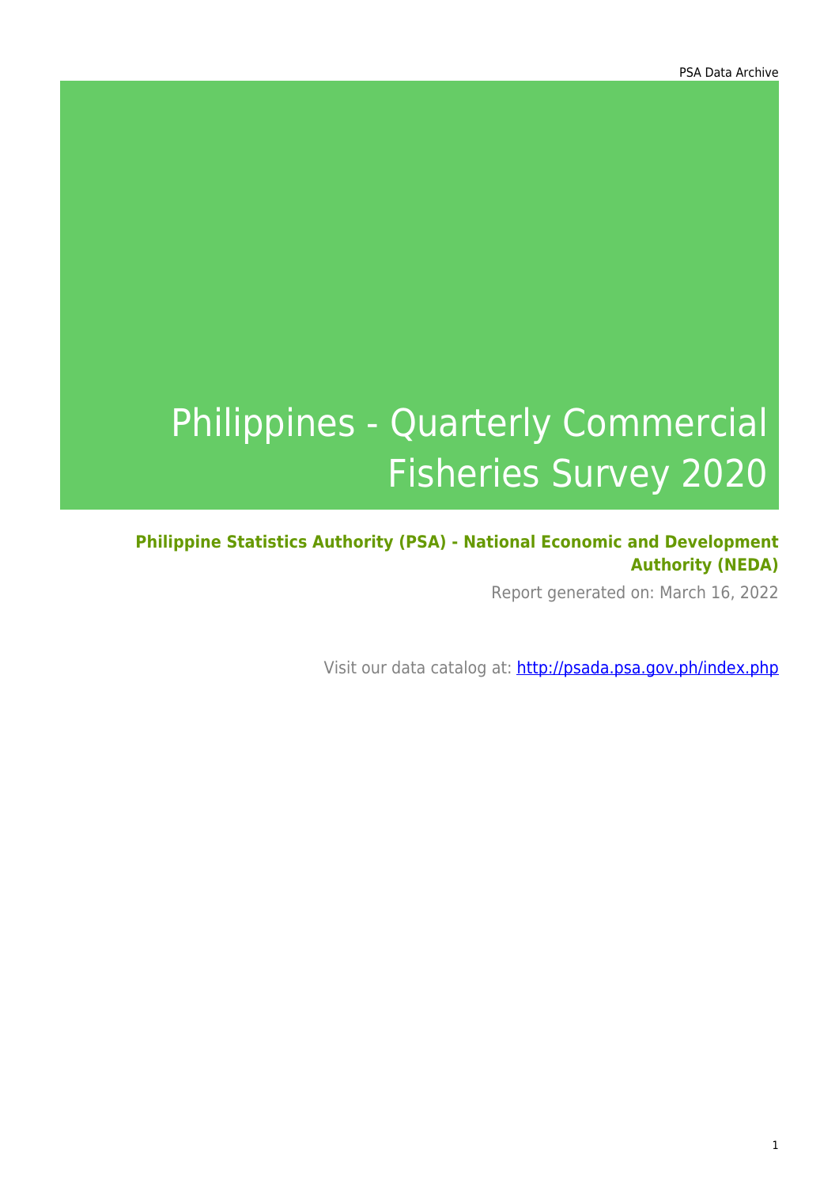# Philippines - Quarterly Commercial Fisheries Survey 2020

**Philippine Statistics Authority (PSA) - National Economic and Development Authority (NEDA)**

Report generated on: March 16, 2022

Visit our data catalog at: http://psada.psa.gov.ph/index.php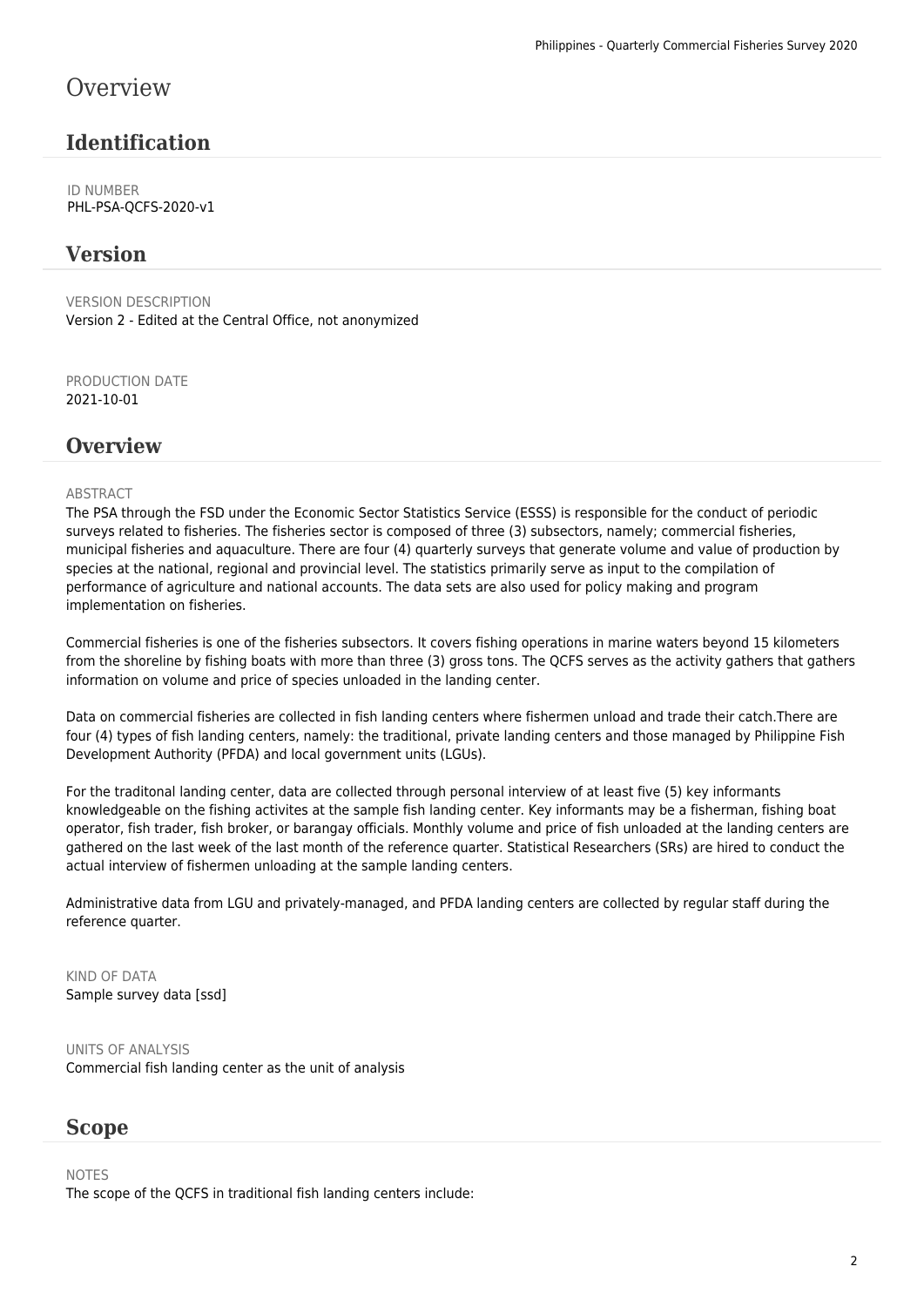# Overview

## Identification

ID NUMBER
PHL-PSA-QCFS-2020-v1

## Version

VERSION DESCRIPTION
Version 2 - Edited at the Central Office, not anonymized

PRODUCTION DATE
2021-10-01

## Overview

ABSTRACT
The PSA through the FSD under the Economic Sector Statistics Service (ESSS) is responsible for the conduct of periodic surveys related to fisheries. The fisheries sector is composed of three (3) subsectors, namely; commercial fisheries, municipal fisheries and aquaculture. There are four (4) quarterly surveys that generate volume and value of production by species at the national, regional and provincial level. The statistics primarily serve as input to the compilation of performance of agriculture and national accounts. The data sets are also used for policy making and program implementation on fisheries.

Commercial fisheries is one of the fisheries subsectors. It covers fishing operations in marine waters beyond 15 kilometers from the shoreline by fishing boats with more than three (3) gross tons. The QCFS serves as the activity gathers that gathers information on volume and price of species unloaded in the landing center.

Data on commercial fisheries are collected in fish landing centers where fishermen unload and trade their catch.There are four (4) types of fish landing centers, namely: the traditional, private landing centers and those managed by Philippine Fish Development Authority (PFDA) and local government units (LGUs).

For the traditonal landing center, data are collected through personal interview of at least five (5) key informants knowledgeable on the fishing activites at the sample fish landing center. Key informants may be a fisherman, fishing boat operator, fish trader, fish broker, or barangay officials. Monthly volume and price of fish unloaded at the landing centers are gathered on the last week of the last month of the reference quarter. Statistical Researchers (SRs) are hired to conduct the actual interview of fishermen unloading at the sample landing centers.

Administrative data from LGU and privately-managed, and PFDA landing centers are collected by regular staff during the reference quarter.

KIND OF DATA
Sample survey data [ssd]

UNITS OF ANALYSIS
Commercial fish landing center as the unit of analysis

## Scope

NOTES
The scope of the QCFS in traditional fish landing centers include: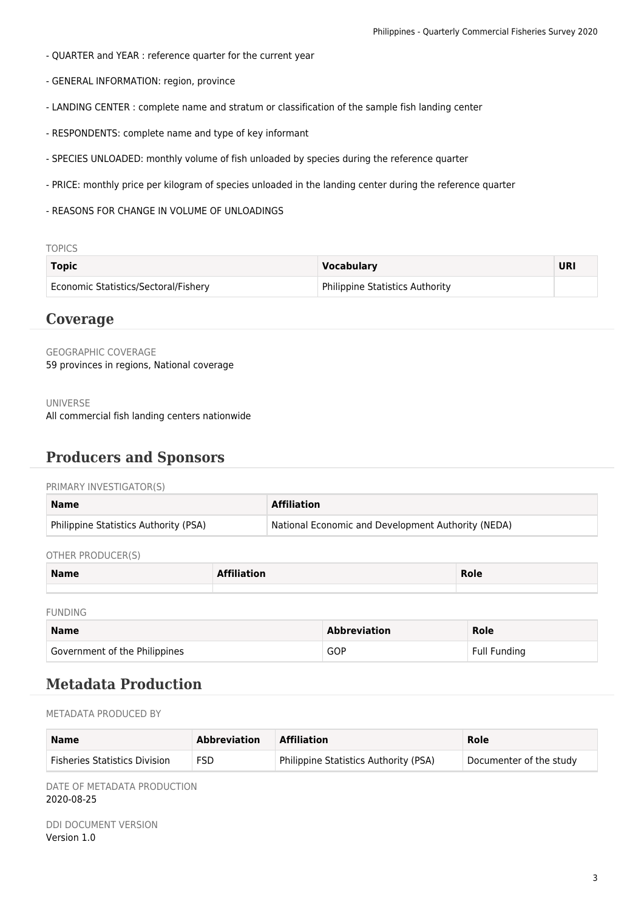- QUARTER and YEAR : reference quarter for the current year

- GENERAL INFORMATION: region, province

- LANDING CENTER : complete name and stratum or classification of the sample fish landing center

- RESPONDENTS: complete name and type of key informant

- SPECIES UNLOADED: monthly volume of fish unloaded by species during the reference quarter

- PRICE: monthly price per kilogram of species unloaded in the landing center during the reference quarter

- REASONS FOR CHANGE IN VOLUME OF UNLOADINGS

TOPICS

| Topic | Vocabulary | URI |
|---|---|---|
| Economic Statistics/Sectoral/Fishery | Philippine Statistics Authority | |

## Coverage

GEOGRAPHIC COVERAGE
59 provinces in regions, National coverage

UNIVERSE
All commercial fish landing centers nationwide

## Producers and Sponsors

PRIMARY INVESTIGATOR(S)

| Name | Affiliation |
|---|---|
| Philippine Statistics Authority (PSA) | National Economic and Development Authority (NEDA) |

OTHER PRODUCER(S)

| Name | Affiliation | Role |
|---|---|---|
| | | |

FUNDING

| Name | Abbreviation | Role |
|---|---|---|
| Government of the Philippines | GOP | Full Funding |

## Metadata Production

METADATA PRODUCED BY

| Name | Abbreviation | Affiliation | Role |
|---|---|---|---|
| Fisheries Statistics Division | FSD | Philippine Statistics Authority (PSA) | Documenter of the study |

DATE OF METADATA PRODUCTION
2020-08-25

DDI DOCUMENT VERSION
Version 1.0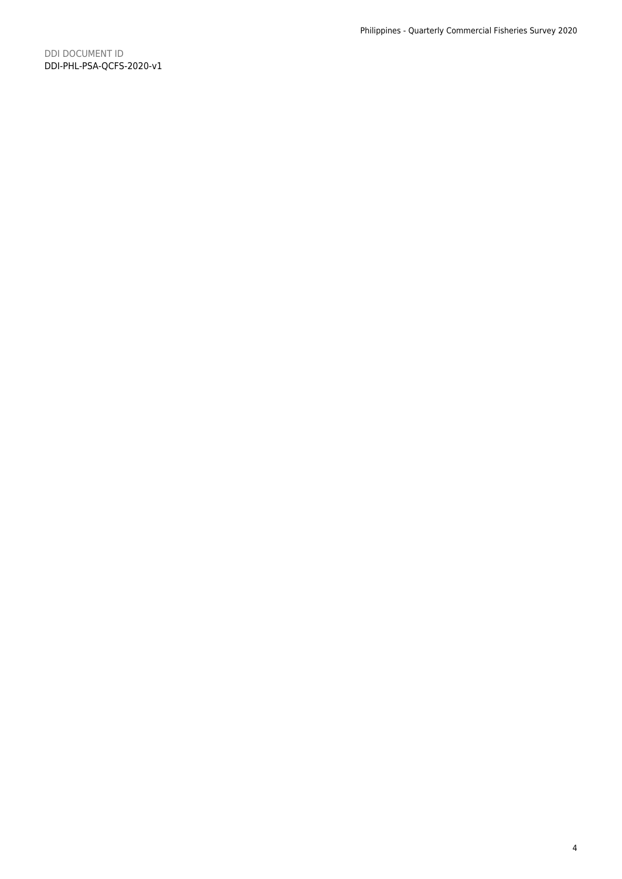DDI DOCUMENT ID

DDI-PHL-PSA-QCFS-2020-v1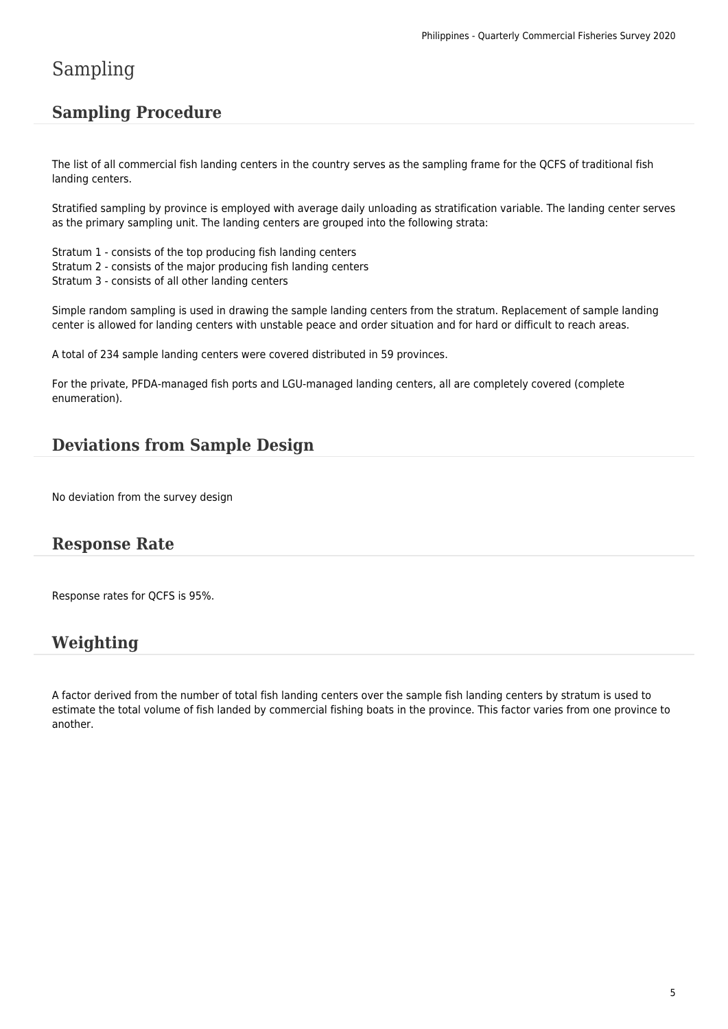# Sampling

## Sampling Procedure

The list of all commercial fish landing centers in the country serves as the sampling frame for the QCFS of traditional fish landing centers.

Stratified sampling by province is employed with average daily unloading as stratification variable. The landing center serves as the primary sampling unit. The landing centers are grouped into the following strata:

Stratum 1 - consists of the top producing fish landing centers
Stratum 2 - consists of the major producing fish landing centers
Stratum 3 - consists of all other landing centers

Simple random sampling is used in drawing the sample landing centers from the stratum. Replacement of sample landing center is allowed for landing centers with unstable peace and order situation and for hard or difficult to reach areas.

A total of 234 sample landing centers were covered distributed in 59 provinces.

For the private, PFDA-managed fish ports and LGU-managed landing centers, all are completely covered (complete enumeration).

## Deviations from Sample Design

No deviation from the survey design

## Response Rate

Response rates for QCFS is 95%.

## Weighting

A factor derived from the number of total fish landing centers over the sample fish landing centers by stratum is used to estimate the total volume of fish landed by commercial fishing boats in the province. This factor varies from one province to another.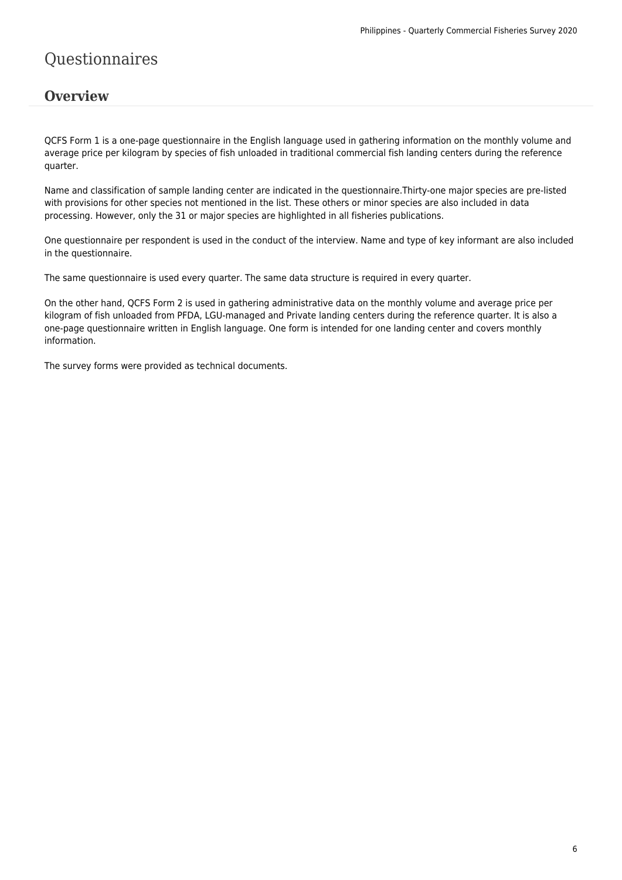# Questionnaires

## Overview

QCFS Form 1 is a one-page questionnaire in the English language used in gathering information on the monthly volume and average price per kilogram by species of fish unloaded in traditional commercial fish landing centers during the reference quarter.

Name and classification of sample landing center are indicated in the questionnaire.Thirty-one major species are pre-listed with provisions for other species not mentioned in the list. These others or minor species are also included in data processing. However, only the 31 or major species are highlighted in all fisheries publications.

One questionnaire per respondent is used in the conduct of the interview. Name and type of key informant are also included in the questionnaire.

The same questionnaire is used every quarter. The same data structure is required in every quarter.

On the other hand, QCFS Form 2 is used in gathering administrative data on the monthly volume and average price per kilogram of fish unloaded from PFDA, LGU-managed and Private landing centers during the reference quarter. It is also a one-page questionnaire written in English language. One form is intended for one landing center and covers monthly information.

The survey forms were provided as technical documents.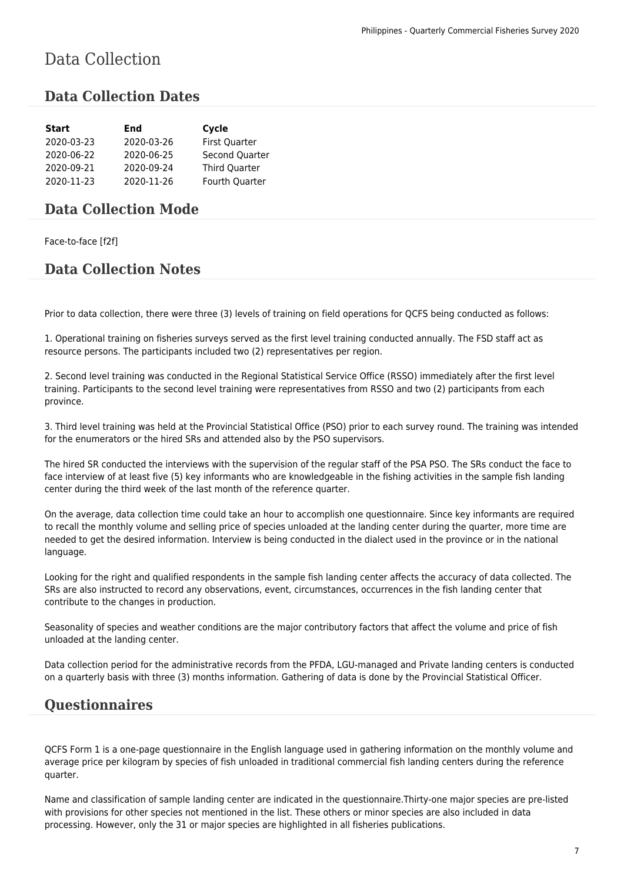# Data Collection

## Data Collection Dates

| Start | End | Cycle |
|---|---|---|
| 2020-03-23 | 2020-03-26 | First Quarter |
| 2020-06-22 | 2020-06-25 | Second Quarter |
| 2020-09-21 | 2020-09-24 | Third Quarter |
| 2020-11-23 | 2020-11-26 | Fourth Quarter |

## Data Collection Mode

Face-to-face [f2f]

## Data Collection Notes

Prior to data collection, there were three (3) levels of training on field operations for QCFS being conducted as follows:

1. Operational training on fisheries surveys served as the first level training conducted annually. The FSD staff act as resource persons. The participants included two (2) representatives per region.

2. Second level training was conducted in the Regional Statistical Service Office (RSSO) immediately after the first level training. Participants to the second level training were representatives from RSSO and two (2) participants from each province.

3. Third level training was held at the Provincial Statistical Office (PSO) prior to each survey round. The training was intended for the enumerators or the hired SRs and attended also by the PSO supervisors.

The hired SR conducted the interviews with the supervision of the regular staff of the PSA PSO. The SRs conduct the face to face interview of at least five (5) key informants who are knowledgeable in the fishing activities in the sample fish landing center during the third week of the last month of the reference quarter.

On the average, data collection time could take an hour to accomplish one questionnaire. Since key informants are required to recall the monthly volume and selling price of species unloaded at the landing center during the quarter, more time are needed to get the desired information. Interview is being conducted in the dialect used in the province or in the national language.

Looking for the right and qualified respondents in the sample fish landing center affects the accuracy of data collected. The SRs are also instructed to record any observations, event, circumstances, occurrences in the fish landing center that contribute to the changes in production.

Seasonality of species and weather conditions are the major contributory factors that affect the volume and price of fish unloaded at the landing center.

Data collection period for the administrative records from the PFDA, LGU-managed and Private landing centers is conducted on a quarterly basis with three (3) months information. Gathering of data is done by the Provincial Statistical Officer.

## Questionnaires

QCFS Form 1 is a one-page questionnaire in the English language used in gathering information on the monthly volume and average price per kilogram by species of fish unloaded in traditional commercial fish landing centers during the reference quarter.

Name and classification of sample landing center are indicated in the questionnaire.Thirty-one major species are pre-listed with provisions for other species not mentioned in the list. These others or minor species are also included in data processing. However, only the 31 or major species are highlighted in all fisheries publications.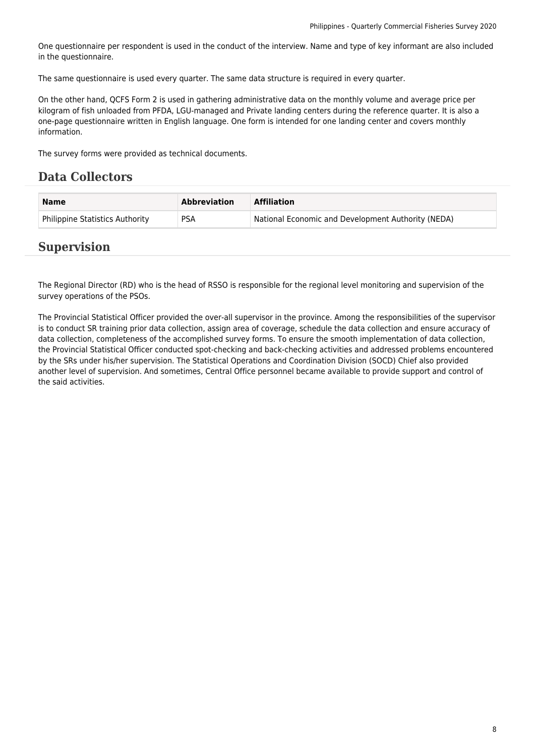One questionnaire per respondent is used in the conduct of the interview. Name and type of key informant are also included in the questionnaire.

The same questionnaire is used every quarter. The same data structure is required in every quarter.

On the other hand, QCFS Form 2 is used in gathering administrative data on the monthly volume and average price per kilogram of fish unloaded from PFDA, LGU-managed and Private landing centers during the reference quarter. It is also a one-page questionnaire written in English language. One form is intended for one landing center and covers monthly information.

The survey forms were provided as technical documents.

## Data Collectors

| Name | Abbreviation | Affiliation |
| --- | --- | --- |
| Philippine Statistics Authority | PSA | National Economic and Development Authority (NEDA) |

## Supervision

The Regional Director (RD) who is the head of RSSO is responsible for the regional level monitoring and supervision of the survey operations of the PSOs.

The Provincial Statistical Officer provided the over-all supervisor in the province. Among the responsibilities of the supervisor is to conduct SR training prior data collection, assign area of coverage, schedule the data collection and ensure accuracy of data collection, completeness of the accomplished survey forms. To ensure the smooth implementation of data collection, the Provincial Statistical Officer conducted spot-checking and back-checking activities and addressed problems encountered by the SRs under his/her supervision. The Statistical Operations and Coordination Division (SOCD) Chief also provided another level of supervision. And sometimes, Central Office personnel became available to provide support and control of the said activities.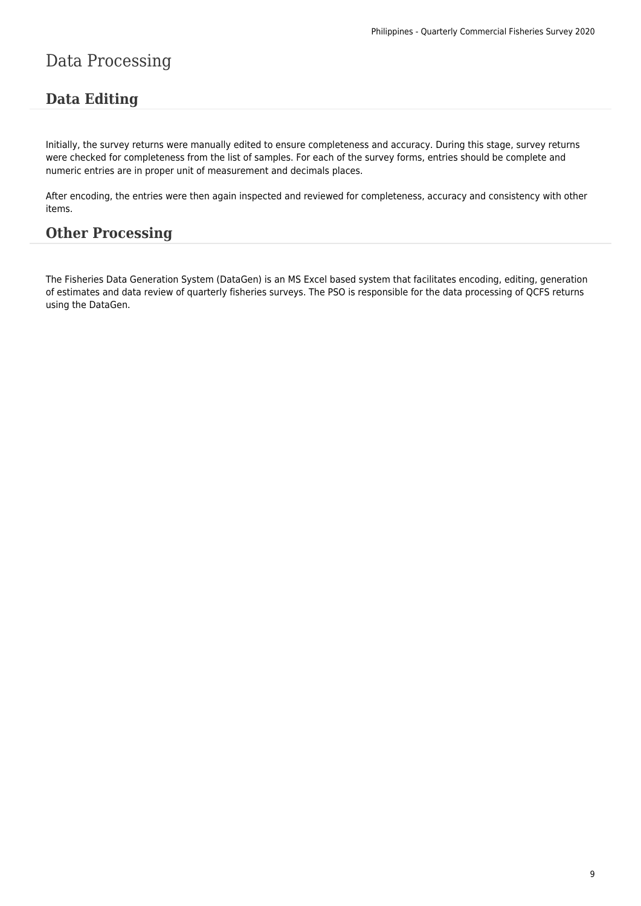# Data Processing

## Data Editing

Initially, the survey returns were manually edited to ensure completeness and accuracy. During this stage, survey returns were checked for completeness from the list of samples. For each of the survey forms, entries should be complete and numeric entries are in proper unit of measurement and decimals places.

After encoding, the entries were then again inspected and reviewed for completeness, accuracy and consistency with other items.

## Other Processing

The Fisheries Data Generation System (DataGen) is an MS Excel based system that facilitates encoding, editing, generation of estimates and data review of quarterly fisheries surveys. The PSO is responsible for the data processing of QCFS returns using the DataGen.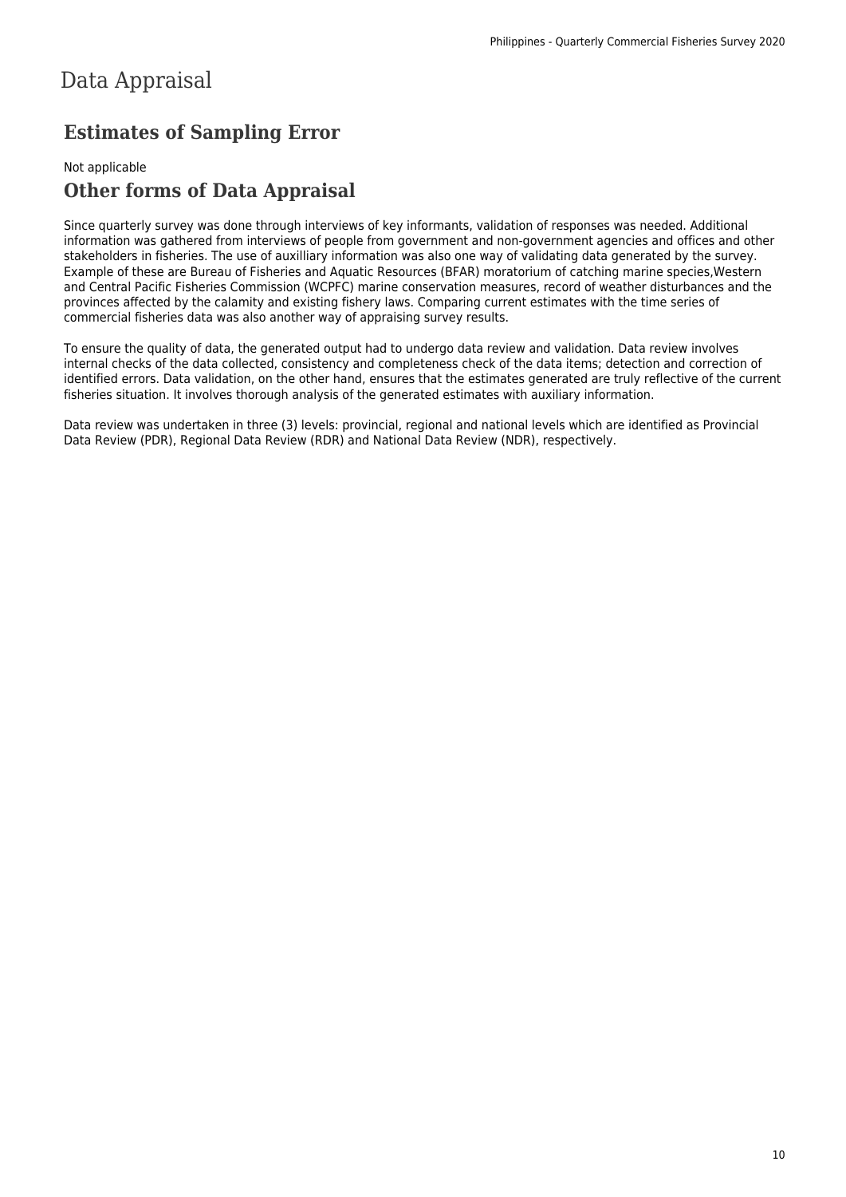# Data Appraisal

## Estimates of Sampling Error

Not applicable

## Other forms of Data Appraisal

Since quarterly survey was done through interviews of key informants, validation of responses was needed. Additional information was gathered from interviews of people from government and non-government agencies and offices and other stakeholders in fisheries. The use of auxilliary information was also one way of validating data generated by the survey. Example of these are Bureau of Fisheries and Aquatic Resources (BFAR) moratorium of catching marine species,Western and Central Pacific Fisheries Commission (WCPFC) marine conservation measures, record of weather disturbances and the provinces affected by the calamity and existing fishery laws. Comparing current estimates with the time series of commercial fisheries data was also another way of appraising survey results.

To ensure the quality of data, the generated output had to undergo data review and validation. Data review involves internal checks of the data collected, consistency and completeness check of the data items; detection and correction of identified errors. Data validation, on the other hand, ensures that the estimates generated are truly reflective of the current fisheries situation. It involves thorough analysis of the generated estimates with auxiliary information.

Data review was undertaken in three (3) levels: provincial, regional and national levels which are identified as Provincial Data Review (PDR), Regional Data Review (RDR) and National Data Review (NDR), respectively.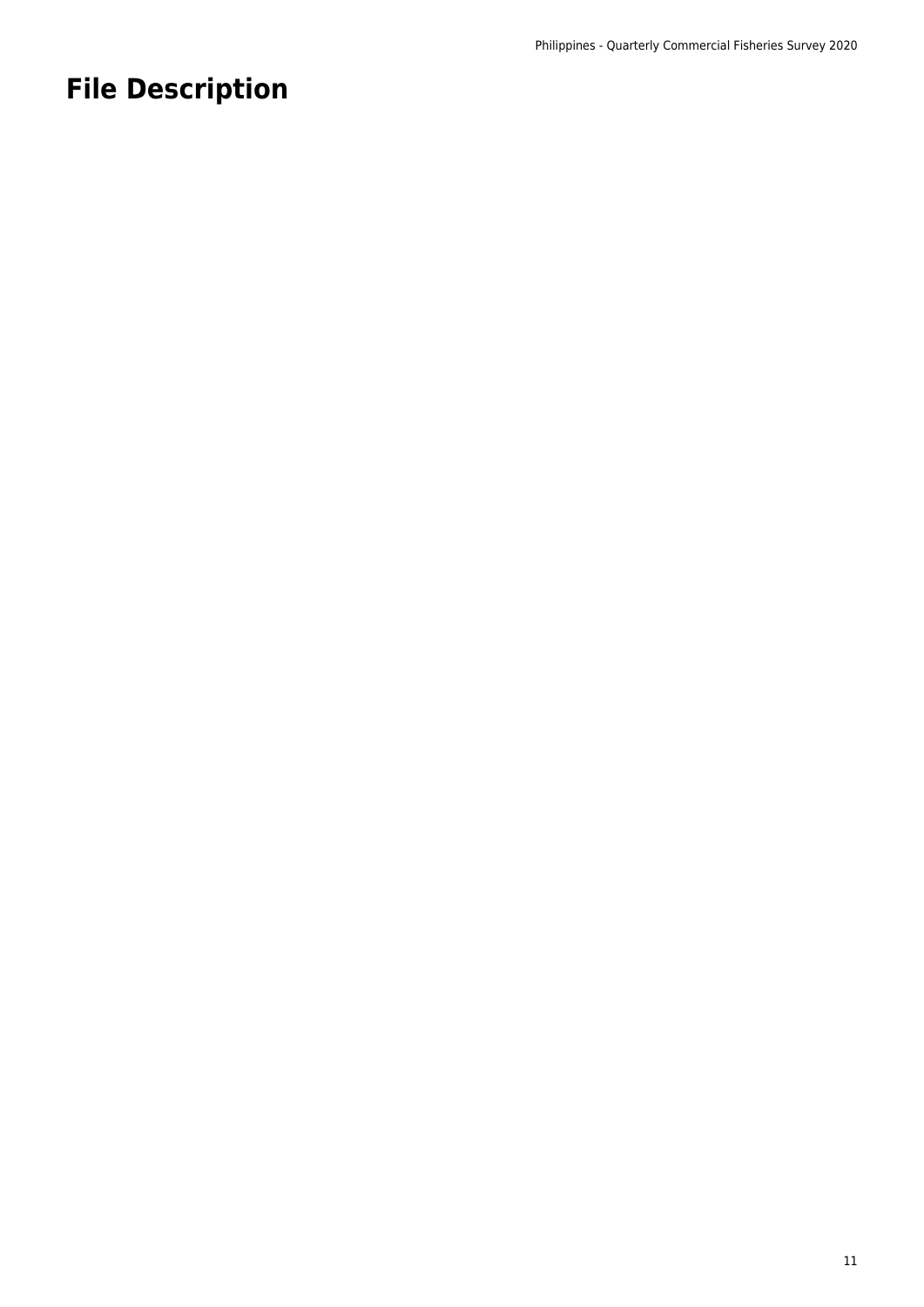# File Description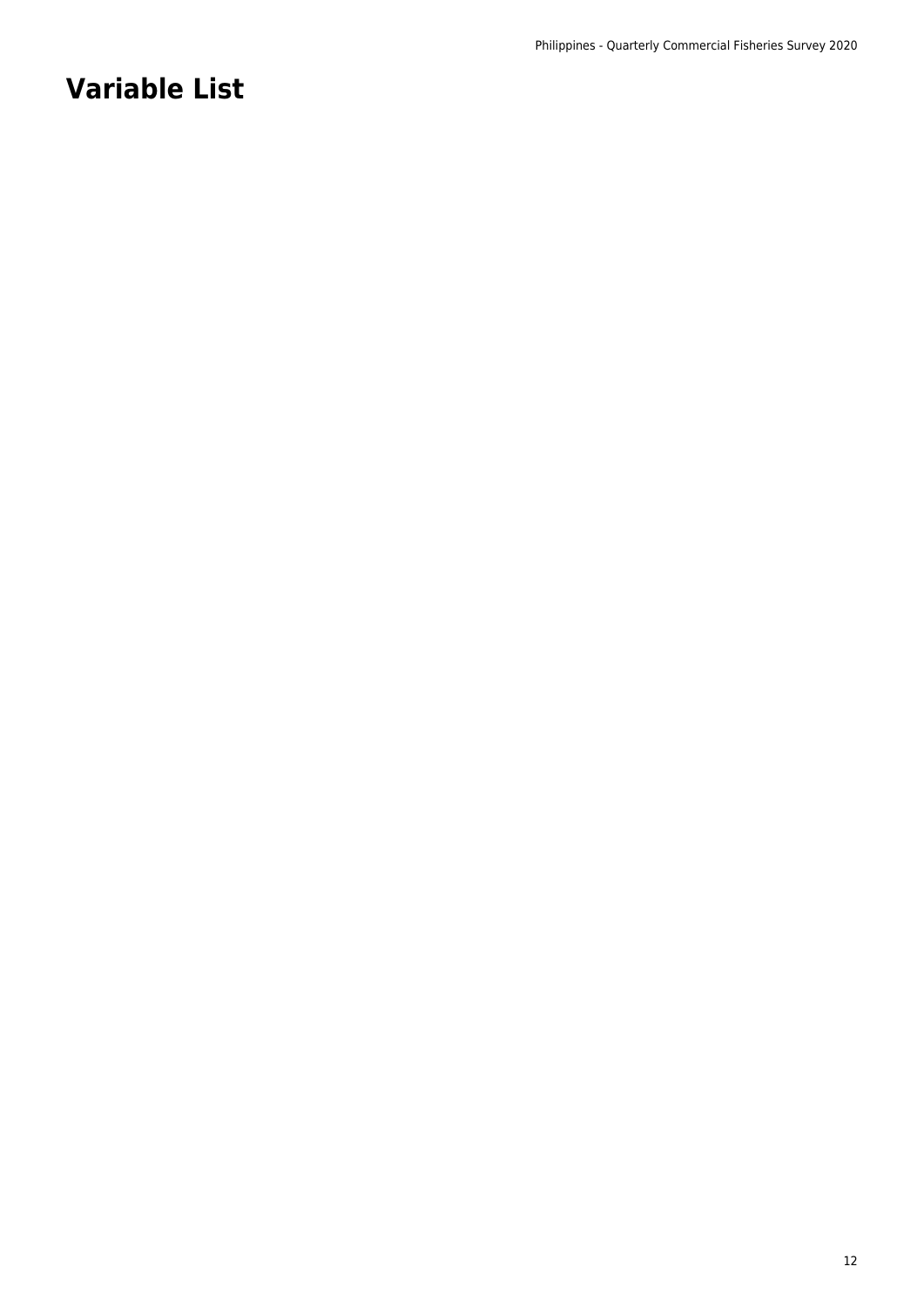# Variable List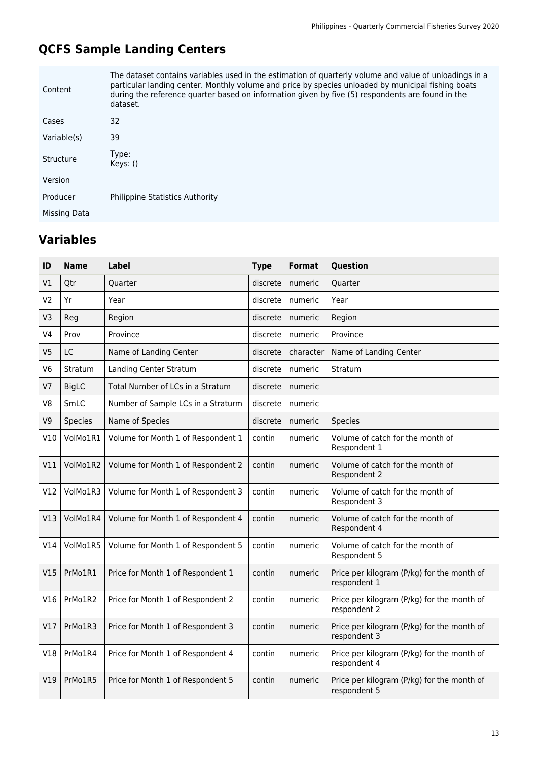## QCFS Sample Landing Centers

| | |
|---|---|
| Content | The dataset contains variables used in the estimation of quarterly volume and value of unloadings in a particular landing center. Monthly volume and price by species unloaded by municipal fishing boats during the reference quarter based on information given by five (5) respondents are found in the dataset. |
| Cases | 32 |
| Variable(s) | 39 |
| Structure | Type: Keys: () |
| Version | |
| Producer | Philippine Statistics Authority |
| Missing Data | |

## Variables

| ID | Name | Label | Type | Format | Question |
|---|---|---|---|---|---|
| V1 | Qtr | Quarter | discrete | numeric | Quarter |
| V2 | Yr | Year | discrete | numeric | Year |
| V3 | Reg | Region | discrete | numeric | Region |
| V4 | Prov | Province | discrete | numeric | Province |
| V5 | LC | Name of Landing Center | discrete | character | Name of Landing Center |
| V6 | Stratum | Landing Center Stratum | discrete | numeric | Stratum |
| V7 | BigLC | Total Number of LCs in a Stratum | discrete | numeric | |
| V8 | SmLC | Number of Sample LCs in a Straturm | discrete | numeric | |
| V9 | Species | Name of Species | discrete | numeric | Species |
| V10 | VolMo1R1 | Volume for Month 1 of Respondent 1 | contin | numeric | Volume of catch for the month of Respondent 1 |
| V11 | VolMo1R2 | Volume for Month 1 of Respondent 2 | contin | numeric | Volume of catch for the month of Respondent 2 |
| V12 | VolMo1R3 | Volume for Month 1 of Respondent 3 | contin | numeric | Volume of catch for the month of Respondent 3 |
| V13 | VolMo1R4 | Volume for Month 1 of Respondent 4 | contin | numeric | Volume of catch for the month of Respondent 4 |
| V14 | VolMo1R5 | Volume for Month 1 of Respondent 5 | contin | numeric | Volume of catch for the month of Respondent 5 |
| V15 | PrMo1R1 | Price for Month 1 of Respondent 1 | contin | numeric | Price per kilogram (P/kg) for the month of respondent 1 |
| V16 | PrMo1R2 | Price for Month 1 of Respondent 2 | contin | numeric | Price per kilogram (P/kg) for the month of respondent 2 |
| V17 | PrMo1R3 | Price for Month 1 of Respondent 3 | contin | numeric | Price per kilogram (P/kg) for the month of respondent 3 |
| V18 | PrMo1R4 | Price for Month 1 of Respondent 4 | contin | numeric | Price per kilogram (P/kg) for the month of respondent 4 |
| V19 | PrMo1R5 | Price for Month 1 of Respondent 5 | contin | numeric | Price per kilogram (P/kg) for the month of respondent 5 |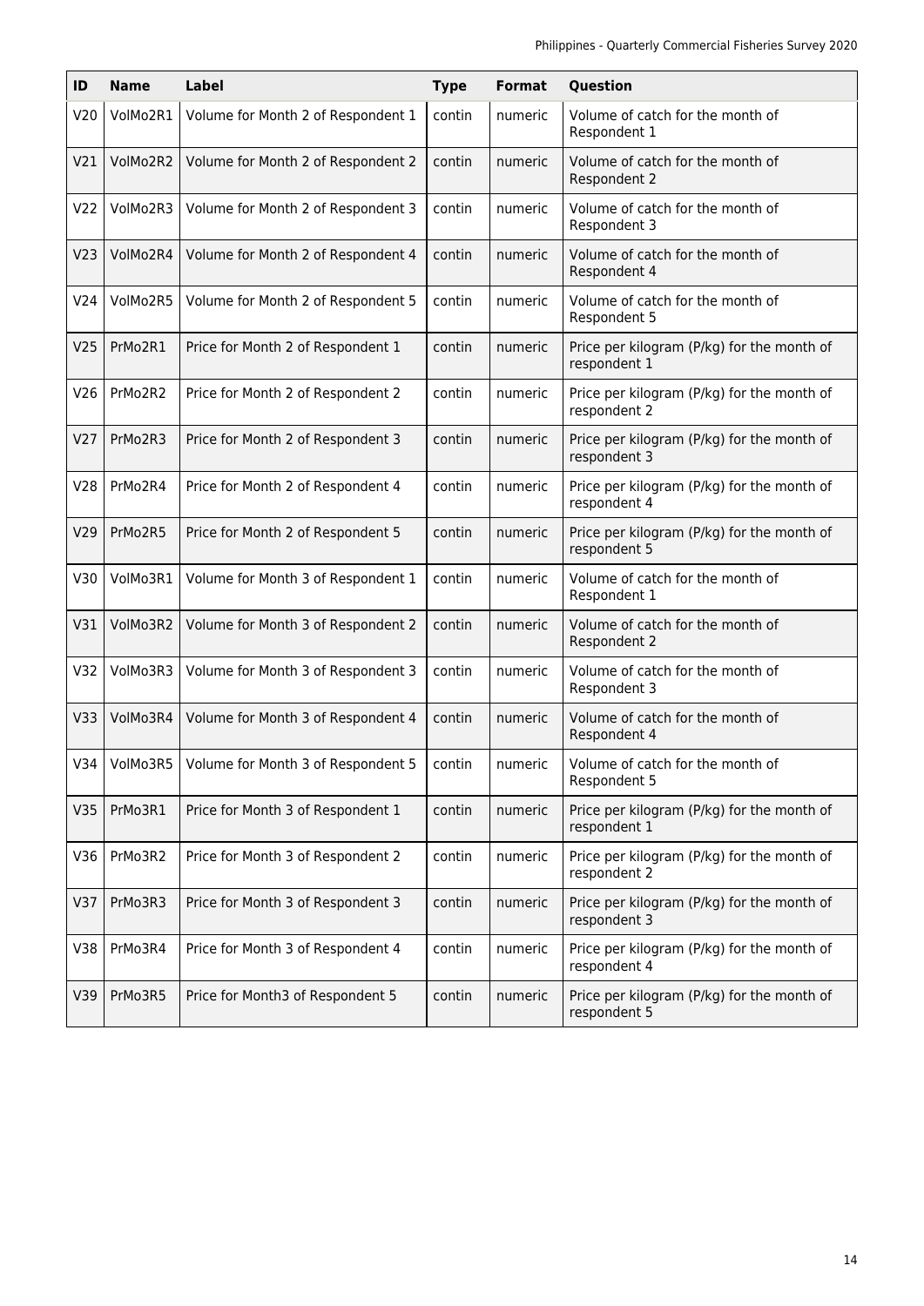| ID | Name | Label | Type | Format | Question |
|---|---|---|---|---|---|
| V20 | VolMo2R1 | Volume for Month 2 of Respondent 1 | contin | numeric | Volume of catch for the month of Respondent 1 |
| V21 | VolMo2R2 | Volume for Month 2 of Respondent 2 | contin | numeric | Volume of catch for the month of Respondent 2 |
| V22 | VolMo2R3 | Volume for Month 2 of Respondent 3 | contin | numeric | Volume of catch for the month of Respondent 3 |
| V23 | VolMo2R4 | Volume for Month 2 of Respondent 4 | contin | numeric | Volume of catch for the month of Respondent 4 |
| V24 | VolMo2R5 | Volume for Month 2 of Respondent 5 | contin | numeric | Volume of catch for the month of Respondent 5 |
| V25 | PrMo2R1 | Price for Month 2 of Respondent 1 | contin | numeric | Price per kilogram (P/kg) for the month of respondent 1 |
| V26 | PrMo2R2 | Price for Month 2 of Respondent 2 | contin | numeric | Price per kilogram (P/kg) for the month of respondent 2 |
| V27 | PrMo2R3 | Price for Month 2 of Respondent 3 | contin | numeric | Price per kilogram (P/kg) for the month of respondent 3 |
| V28 | PrMo2R4 | Price for Month 2 of Respondent 4 | contin | numeric | Price per kilogram (P/kg) for the month of respondent 4 |
| V29 | PrMo2R5 | Price for Month 2 of Respondent 5 | contin | numeric | Price per kilogram (P/kg) for the month of respondent 5 |
| V30 | VolMo3R1 | Volume for Month 3 of Respondent 1 | contin | numeric | Volume of catch for the month of Respondent 1 |
| V31 | VolMo3R2 | Volume for Month 3 of Respondent 2 | contin | numeric | Volume of catch for the month of Respondent 2 |
| V32 | VolMo3R3 | Volume for Month 3 of Respondent 3 | contin | numeric | Volume of catch for the month of Respondent 3 |
| V33 | VolMo3R4 | Volume for Month 3 of Respondent 4 | contin | numeric | Volume of catch for the month of Respondent 4 |
| V34 | VolMo3R5 | Volume for Month 3 of Respondent 5 | contin | numeric | Volume of catch for the month of Respondent 5 |
| V35 | PrMo3R1 | Price for Month 3 of Respondent 1 | contin | numeric | Price per kilogram (P/kg) for the month of respondent 1 |
| V36 | PrMo3R2 | Price for Month 3 of Respondent 2 | contin | numeric | Price per kilogram (P/kg) for the month of respondent 2 |
| V37 | PrMo3R3 | Price for Month 3 of Respondent 3 | contin | numeric | Price per kilogram (P/kg) for the month of respondent 3 |
| V38 | PrMo3R4 | Price for Month 3 of Respondent 4 | contin | numeric | Price per kilogram (P/kg) for the month of respondent 4 |
| V39 | PrMo3R5 | Price for Month3 of Respondent 5 | contin | numeric | Price per kilogram (P/kg) for the month of respondent 5 |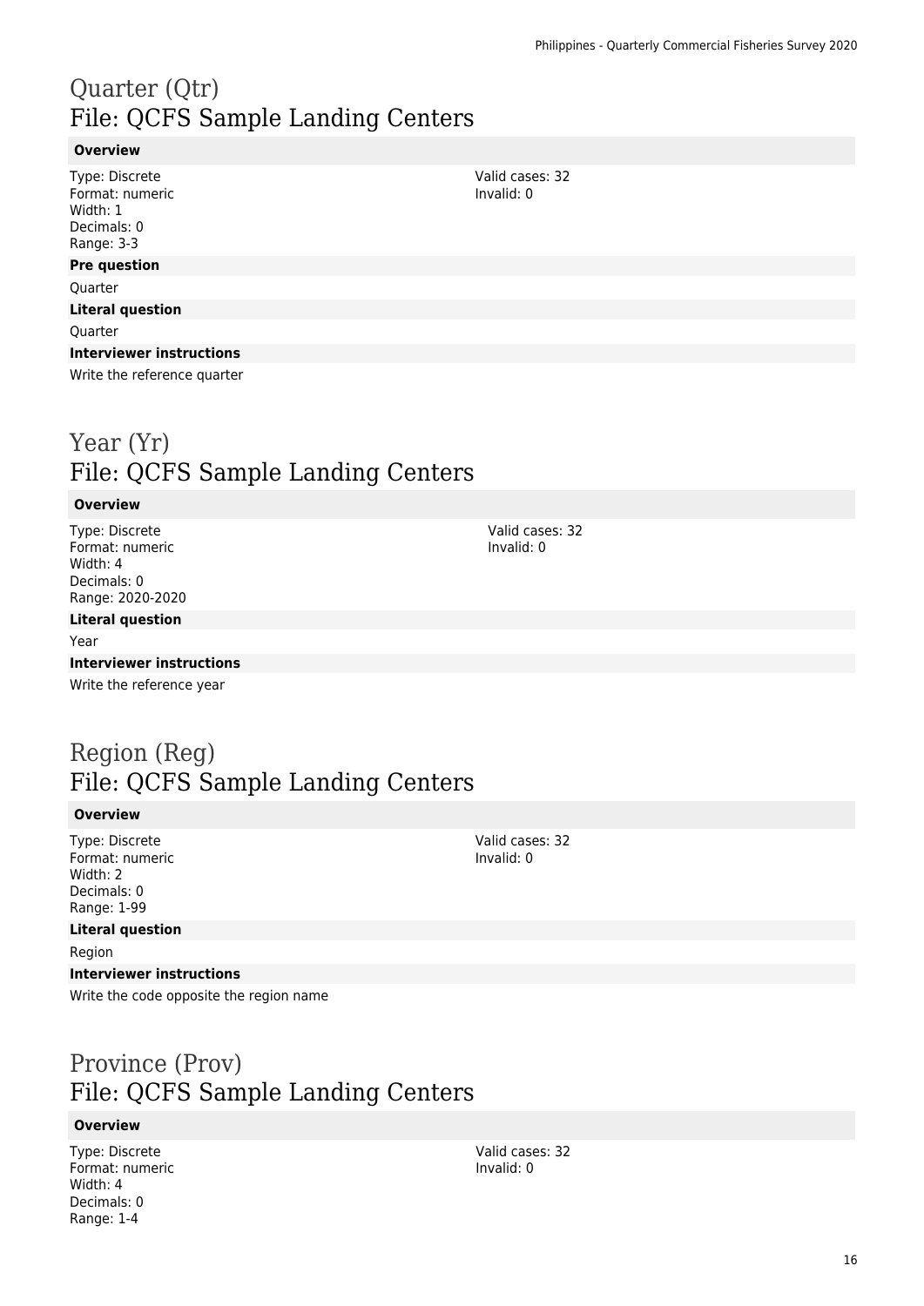# Quarter (Qtr)
## File: QCFS Sample Landing Centers

**Overview**

Type: Discrete
Format: numeric
Width: 1
Decimals: 0
Range: 3-3

Valid cases: 32
Invalid: 0

**Pre question**

Quarter

**Literal question**

Quarter

**Interviewer instructions**

Write the reference quarter

# Year (Yr)
## File: QCFS Sample Landing Centers

**Overview**

Type: Discrete
Format: numeric
Width: 4
Decimals: 0
Range: 2020-2020

Valid cases: 32
Invalid: 0

**Literal question**

Year

**Interviewer instructions**

Write the reference year

# Region (Reg)
## File: QCFS Sample Landing Centers

**Overview**

Type: Discrete
Format: numeric
Width: 2
Decimals: 0
Range: 1-99

Valid cases: 32
Invalid: 0

**Literal question**

Region

**Interviewer instructions**

Write the code opposite the region name

# Province (Prov)
## File: QCFS Sample Landing Centers

**Overview**

Type: Discrete
Format: numeric
Width: 4
Decimals: 0
Range: 1-4

Valid cases: 32
Invalid: 0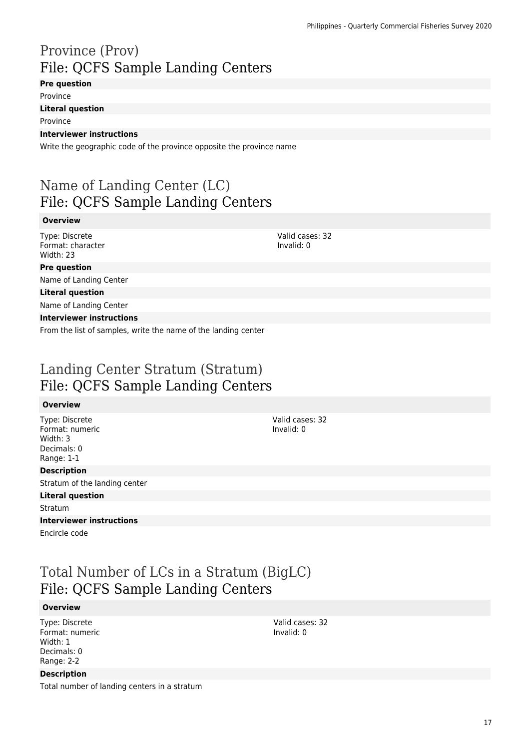# Province (Prov)
## File: QCFS Sample Landing Centers

**Pre question**

Province

**Literal question**

Province

**Interviewer instructions**

Write the geographic code of the province opposite the province name

# Name of Landing Center (LC)
## File: QCFS Sample Landing Centers

**Overview**

Type: Discrete
Format: character
Width: 23

Valid cases: 32
Invalid: 0

**Pre question**

Name of Landing Center

**Literal question**

Name of Landing Center

**Interviewer instructions**

From the list of samples, write the name of the landing center

# Landing Center Stratum (Stratum)
## File: QCFS Sample Landing Centers

**Overview**

Type: Discrete
Format: numeric
Width: 3
Decimals: 0
Range: 1-1

Valid cases: 32
Invalid: 0

**Description**

Stratum of the landing center

**Literal question**

Stratum

**Interviewer instructions**

Encircle code

# Total Number of LCs in a Stratum (BigLC)
## File: QCFS Sample Landing Centers

**Overview**

Type: Discrete
Format: numeric
Width: 1
Decimals: 0
Range: 2-2

Valid cases: 32
Invalid: 0

**Description**

Total number of landing centers in a stratum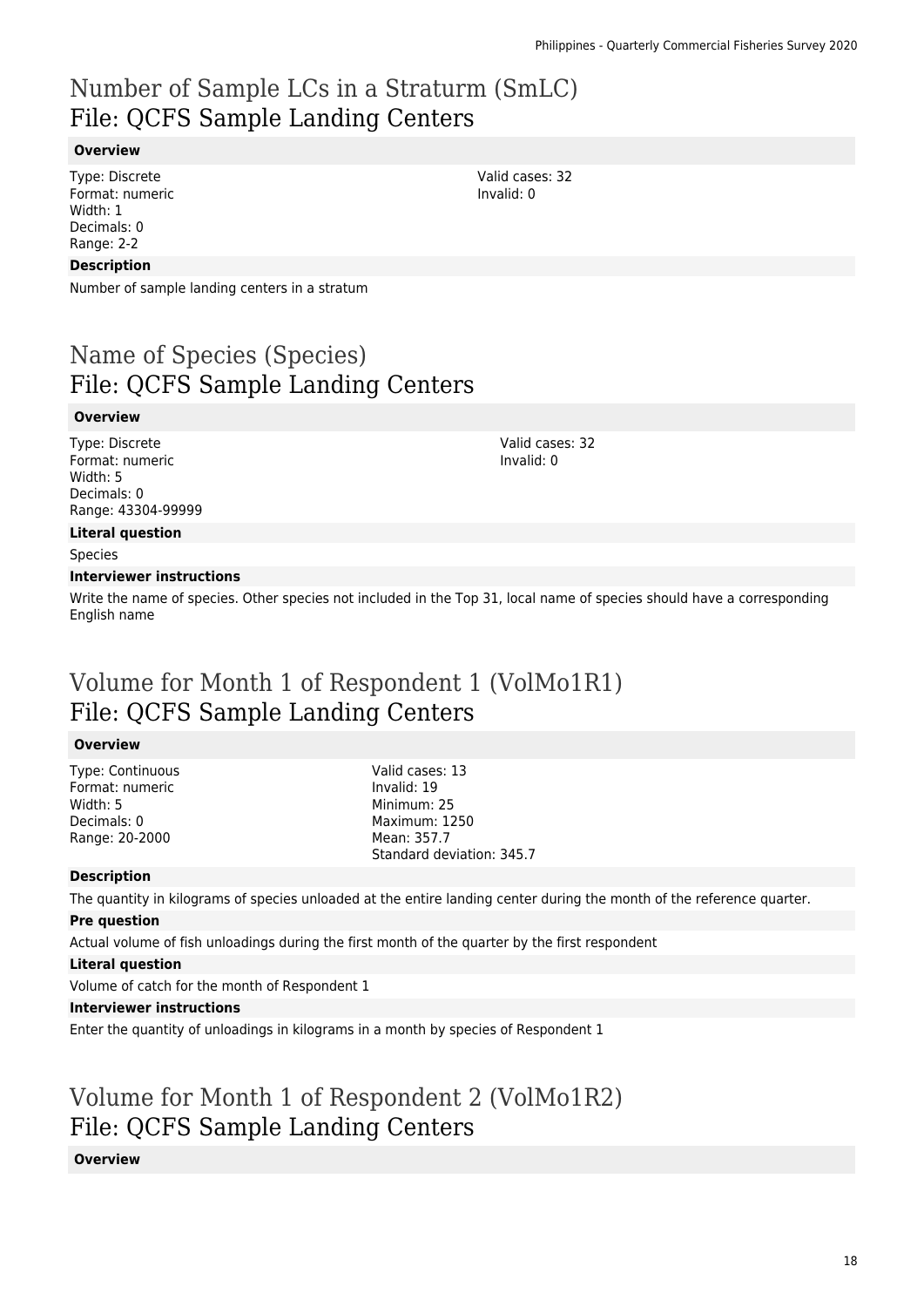# Number of Sample LCs in a Straturm (SmLC)
## File: QCFS Sample Landing Centers

### Overview

Type: Discrete
Format: numeric
Width: 1
Decimals: 0
Range: 2-2

Valid cases: 32
Invalid: 0

### Description

Number of sample landing centers in a stratum

# Name of Species (Species)
## File: QCFS Sample Landing Centers

### Overview

Type: Discrete
Format: numeric
Width: 5
Decimals: 0
Range: 43304-99999

Valid cases: 32
Invalid: 0

### Literal question

Species

### Interviewer instructions

Write the name of species. Other species not included in the Top 31, local name of species should have a corresponding English name

# Volume for Month 1 of Respondent 1 (VolMo1R1)
## File: QCFS Sample Landing Centers

### Overview

Type: Continuous
Format: numeric
Width: 5
Decimals: 0
Range: 20-2000

Valid cases: 13
Invalid: 19
Minimum: 25
Maximum: 1250
Mean: 357.7
Standard deviation: 345.7

### Description

The quantity in kilograms of species unloaded at the entire landing center during the month of the reference quarter.

### Pre question

Actual volume of fish unloadings during the first month of the quarter by the first respondent

### Literal question

Volume of catch for the month of Respondent 1

### Interviewer instructions

Enter the quantity of unloadings in kilograms in a month by species of Respondent 1

# Volume for Month 1 of Respondent 2 (VolMo1R2)
## File: QCFS Sample Landing Centers

### Overview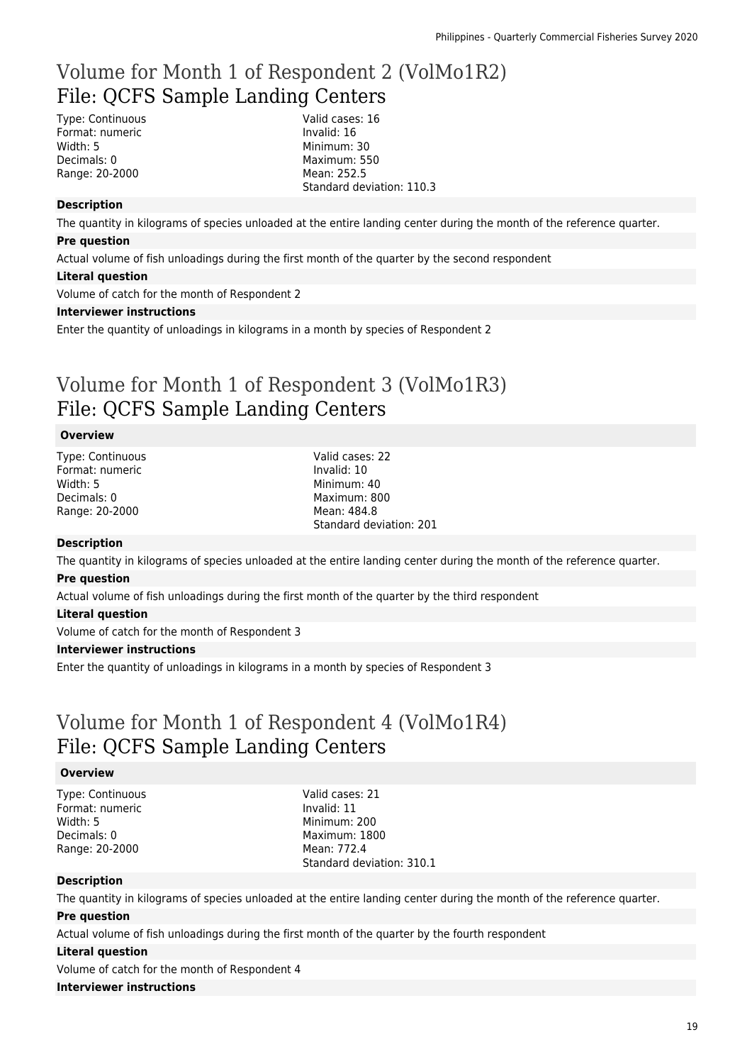## Volume for Month 1 of Respondent 2 (VolMo1R2)
## File: QCFS Sample Landing Centers

Type: Continuous
Format: numeric
Width: 5
Decimals: 0
Range: 20-2000

Valid cases: 16
Invalid: 16
Minimum: 30
Maximum: 550
Mean: 252.5
Standard deviation: 110.3

**Description**

The quantity in kilograms of species unloaded at the entire landing center during the month of the reference quarter.

**Pre question**

Actual volume of fish unloadings during the first month of the quarter by the second respondent

**Literal question**

Volume of catch for the month of Respondent 2

**Interviewer instructions**

Enter the quantity of unloadings in kilograms in a month by species of Respondent 2

## Volume for Month 1 of Respondent 3 (VolMo1R3)
## File: QCFS Sample Landing Centers

**Overview**

Type: Continuous
Format: numeric
Width: 5
Decimals: 0
Range: 20-2000

Valid cases: 22
Invalid: 10
Minimum: 40
Maximum: 800
Mean: 484.8
Standard deviation: 201

**Description**

The quantity in kilograms of species unloaded at the entire landing center during the month of the reference quarter.

**Pre question**

Actual volume of fish unloadings during the first month of the quarter by the third respondent

**Literal question**

Volume of catch for the month of Respondent 3

**Interviewer instructions**

Enter the quantity of unloadings in kilograms in a month by species of Respondent 3

## Volume for Month 1 of Respondent 4 (VolMo1R4)
## File: QCFS Sample Landing Centers

**Overview**

Type: Continuous
Format: numeric
Width: 5
Decimals: 0
Range: 20-2000

Valid cases: 21
Invalid: 11
Minimum: 200
Maximum: 1800
Mean: 772.4
Standard deviation: 310.1

**Description**

The quantity in kilograms of species unloaded at the entire landing center during the month of the reference quarter.

**Pre question**

Actual volume of fish unloadings during the first month of the quarter by the fourth respondent

**Literal question**

Volume of catch for the month of Respondent 4

**Interviewer instructions**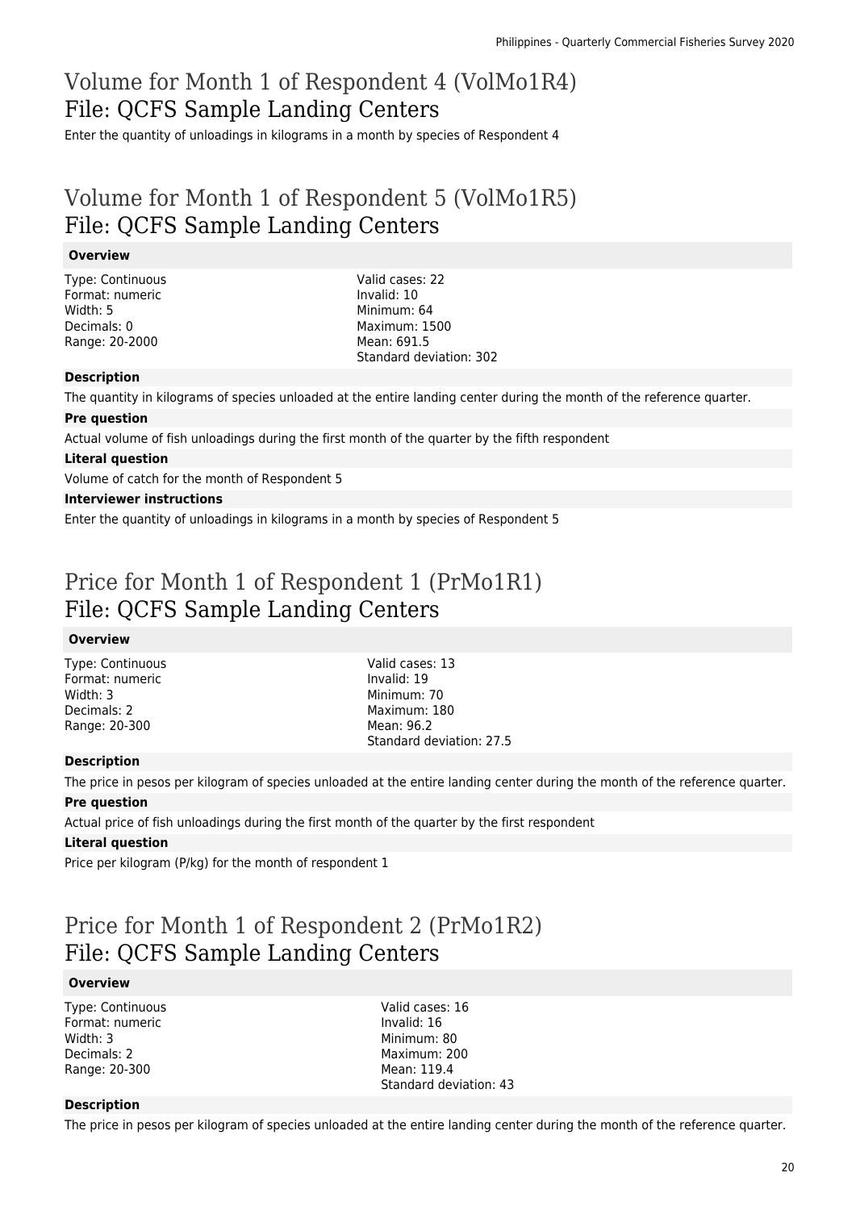# Volume for Month 1 of Respondent 4 (VolMo1R4)
## File: QCFS Sample Landing Centers

Enter the quantity of unloadings in kilograms in a month by species of Respondent 4

# Volume for Month 1 of Respondent 5 (VolMo1R5)
## File: QCFS Sample Landing Centers

**Overview**

Type: Continuous
Format: numeric
Width: 5
Decimals: 0
Range: 20-2000

Valid cases: 22
Invalid: 10
Minimum: 64
Maximum: 1500
Mean: 691.5
Standard deviation: 302

**Description**

The quantity in kilograms of species unloaded at the entire landing center during the month of the reference quarter.

**Pre question**

Actual volume of fish unloadings during the first month of the quarter by the fifth respondent

**Literal question**

Volume of catch for the month of Respondent 5

**Interviewer instructions**

Enter the quantity of unloadings in kilograms in a month by species of Respondent 5

# Price for Month 1 of Respondent 1 (PrMo1R1)
## File: QCFS Sample Landing Centers

**Overview**

Type: Continuous
Format: numeric
Width: 3
Decimals: 2
Range: 20-300

Valid cases: 13
Invalid: 19
Minimum: 70
Maximum: 180
Mean: 96.2
Standard deviation: 27.5

**Description**

The price in pesos per kilogram of species unloaded at the entire landing center during the month of the reference quarter.

**Pre question**

Actual price of fish unloadings during the first month of the quarter by the first respondent

**Literal question**

Price per kilogram (P/kg) for the month of respondent 1

# Price for Month 1 of Respondent 2 (PrMo1R2)
## File: QCFS Sample Landing Centers

**Overview**

Type: Continuous
Format: numeric
Width: 3
Decimals: 2
Range: 20-300

Valid cases: 16
Invalid: 16
Minimum: 80
Maximum: 200
Mean: 119.4
Standard deviation: 43

**Description**

The price in pesos per kilogram of species unloaded at the entire landing center during the month of the reference quarter.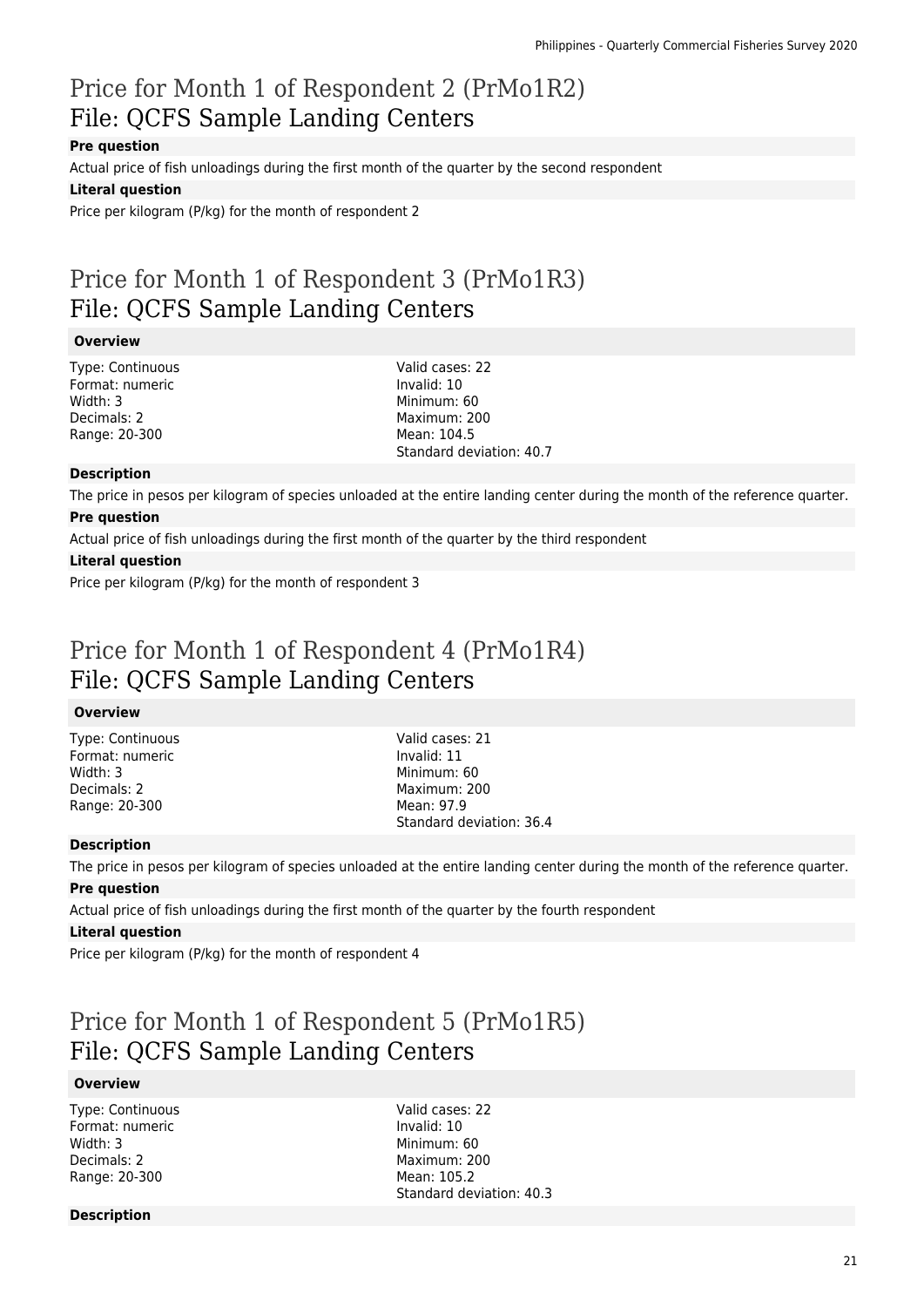# Price for Month 1 of Respondent 2 (PrMo1R2)
## File: QCFS Sample Landing Centers

**Pre question**

Actual price of fish unloadings during the first month of the quarter by the second respondent

**Literal question**

Price per kilogram (P/kg) for the month of respondent 2

# Price for Month 1 of Respondent 3 (PrMo1R3)
## File: QCFS Sample Landing Centers

**Overview**

Type: Continuous
Format: numeric
Width: 3
Decimals: 2
Range: 20-300

Valid cases: 22
Invalid: 10
Minimum: 60
Maximum: 200
Mean: 104.5
Standard deviation: 40.7

**Description**

The price in pesos per kilogram of species unloaded at the entire landing center during the month of the reference quarter.

**Pre question**

Actual price of fish unloadings during the first month of the quarter by the third respondent

**Literal question**

Price per kilogram (P/kg) for the month of respondent 3

# Price for Month 1 of Respondent 4 (PrMo1R4)
## File: QCFS Sample Landing Centers

**Overview**

Type: Continuous
Format: numeric
Width: 3
Decimals: 2
Range: 20-300

Valid cases: 21
Invalid: 11
Minimum: 60
Maximum: 200
Mean: 97.9
Standard deviation: 36.4

**Description**

The price in pesos per kilogram of species unloaded at the entire landing center during the month of the reference quarter.

**Pre question**

Actual price of fish unloadings during the first month of the quarter by the fourth respondent

**Literal question**

Price per kilogram (P/kg) for the month of respondent 4

# Price for Month 1 of Respondent 5 (PrMo1R5)
## File: QCFS Sample Landing Centers

**Overview**

Type: Continuous
Format: numeric
Width: 3
Decimals: 2
Range: 20-300

Valid cases: 22
Invalid: 10
Minimum: 60
Maximum: 200
Mean: 105.2
Standard deviation: 40.3

**Description**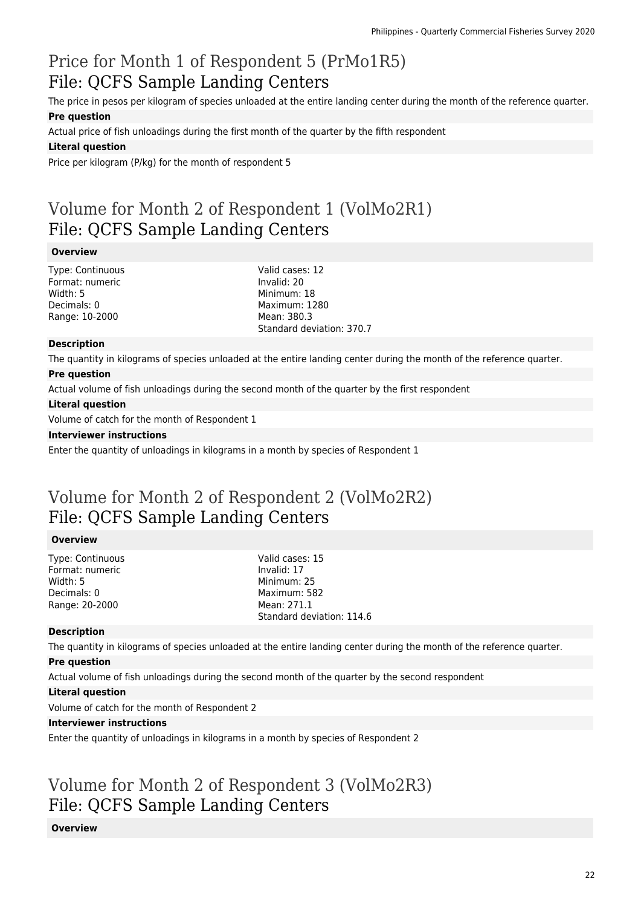## Price for Month 1 of Respondent 5 (PrMo1R5)
## File: QCFS Sample Landing Centers

The price in pesos per kilogram of species unloaded at the entire landing center during the month of the reference quarter.

**Pre question**

Actual price of fish unloadings during the first month of the quarter by the fifth respondent

**Literal question**

Price per kilogram (P/kg) for the month of respondent 5

## Volume for Month 2 of Respondent 1 (VolMo2R1)
## File: QCFS Sample Landing Centers

**Overview**

Type: Continuous
Format: numeric
Width: 5
Decimals: 0
Range: 10-2000

Valid cases: 12
Invalid: 20
Minimum: 18
Maximum: 1280
Mean: 380.3
Standard deviation: 370.7

**Description**

The quantity in kilograms of species unloaded at the entire landing center during the month of the reference quarter.

**Pre question**

Actual volume of fish unloadings during the second month of the quarter by the first respondent

**Literal question**

Volume of catch for the month of Respondent 1

**Interviewer instructions**

Enter the quantity of unloadings in kilograms in a month by species of Respondent 1

## Volume for Month 2 of Respondent 2 (VolMo2R2)
## File: QCFS Sample Landing Centers

**Overview**

Type: Continuous
Format: numeric
Width: 5
Decimals: 0
Range: 20-2000

Valid cases: 15
Invalid: 17
Minimum: 25
Maximum: 582
Mean: 271.1
Standard deviation: 114.6

**Description**

The quantity in kilograms of species unloaded at the entire landing center during the month of the reference quarter.

**Pre question**

Actual volume of fish unloadings during the second month of the quarter by the second respondent

**Literal question**

Volume of catch for the month of Respondent 2

**Interviewer instructions**

Enter the quantity of unloadings in kilograms in a month by species of Respondent 2

## Volume for Month 2 of Respondent 3 (VolMo2R3)
## File: QCFS Sample Landing Centers

**Overview**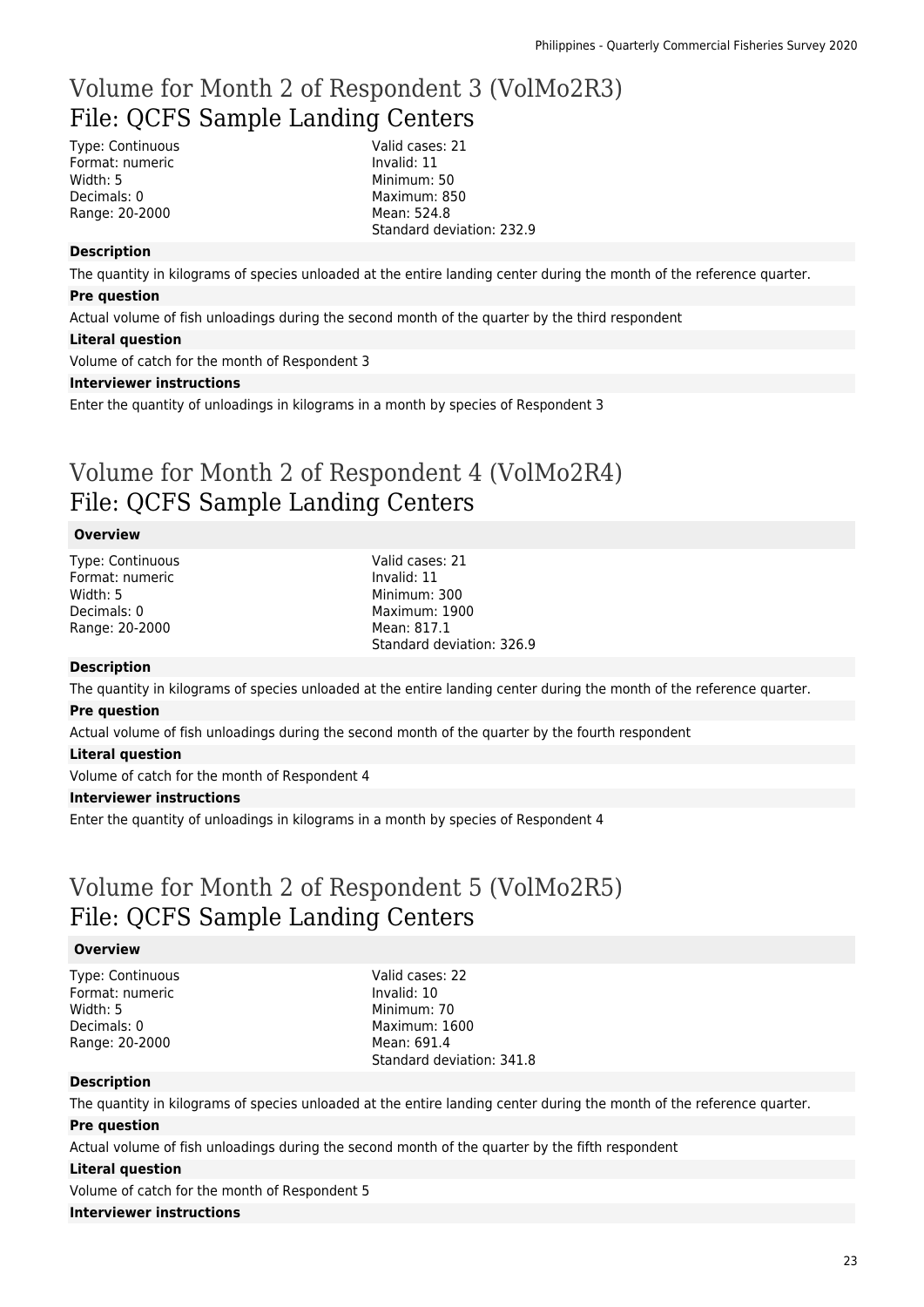# Volume for Month 2 of Respondent 3 (VolMo2R3)
## File: QCFS Sample Landing Centers

Type: Continuous
Format: numeric
Width: 5
Decimals: 0
Range: 20-2000

Valid cases: 21
Invalid: 11
Minimum: 50
Maximum: 850
Mean: 524.8
Standard deviation: 232.9

**Description**

The quantity in kilograms of species unloaded at the entire landing center during the month of the reference quarter.

**Pre question**

Actual volume of fish unloadings during the second month of the quarter by the third respondent

**Literal question**

Volume of catch for the month of Respondent 3

**Interviewer instructions**

Enter the quantity of unloadings in kilograms in a month by species of Respondent 3

# Volume for Month 2 of Respondent 4 (VolMo2R4)
## File: QCFS Sample Landing Centers

**Overview**

Type: Continuous
Format: numeric
Width: 5
Decimals: 0
Range: 20-2000

Valid cases: 21
Invalid: 11
Minimum: 300
Maximum: 1900
Mean: 817.1
Standard deviation: 326.9

**Description**

The quantity in kilograms of species unloaded at the entire landing center during the month of the reference quarter.

**Pre question**

Actual volume of fish unloadings during the second month of the quarter by the fourth respondent

**Literal question**

Volume of catch for the month of Respondent 4

**Interviewer instructions**

Enter the quantity of unloadings in kilograms in a month by species of Respondent 4

# Volume for Month 2 of Respondent 5 (VolMo2R5)
## File: QCFS Sample Landing Centers

**Overview**

Type: Continuous
Format: numeric
Width: 5
Decimals: 0
Range: 20-2000

Valid cases: 22
Invalid: 10
Minimum: 70
Maximum: 1600
Mean: 691.4
Standard deviation: 341.8

**Description**

The quantity in kilograms of species unloaded at the entire landing center during the month of the reference quarter.

**Pre question**

Actual volume of fish unloadings during the second month of the quarter by the fifth respondent

**Literal question**

Volume of catch for the month of Respondent 5

**Interviewer instructions**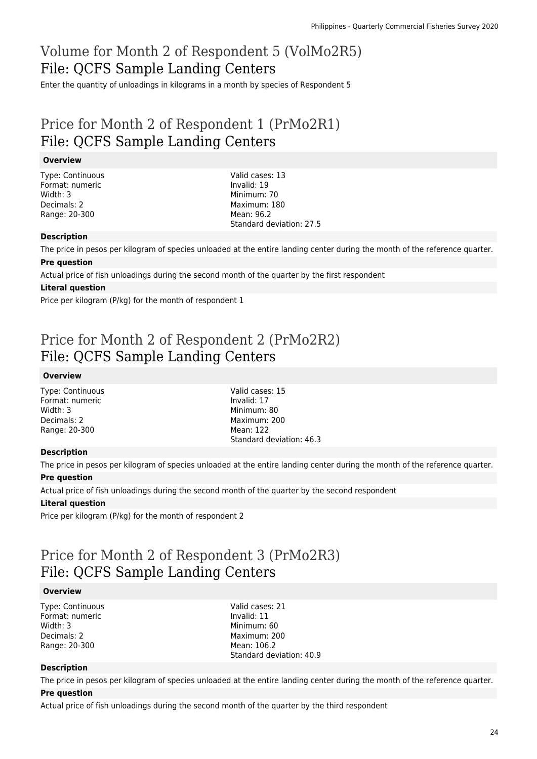## Volume for Month 2 of Respondent 5 (VolMo2R5)
## File: QCFS Sample Landing Centers

Enter the quantity of unloadings in kilograms in a month by species of Respondent 5

## Price for Month 2 of Respondent 1 (PrMo2R1)
## File: QCFS Sample Landing Centers

**Overview**

Type: Continuous
Format: numeric
Width: 3
Decimals: 2
Range: 20-300

Valid cases: 13
Invalid: 19
Minimum: 70
Maximum: 180
Mean: 96.2
Standard deviation: 27.5

**Description**

The price in pesos per kilogram of species unloaded at the entire landing center during the month of the reference quarter.

**Pre question**

Actual price of fish unloadings during the second month of the quarter by the first respondent

**Literal question**

Price per kilogram (P/kg) for the month of respondent 1

## Price for Month 2 of Respondent 2 (PrMo2R2)
## File: QCFS Sample Landing Centers

**Overview**

Type: Continuous
Format: numeric
Width: 3
Decimals: 2
Range: 20-300

Valid cases: 15
Invalid: 17
Minimum: 80
Maximum: 200
Mean: 122
Standard deviation: 46.3

**Description**

The price in pesos per kilogram of species unloaded at the entire landing center during the month of the reference quarter.

**Pre question**

Actual price of fish unloadings during the second month of the quarter by the second respondent

**Literal question**

Price per kilogram (P/kg) for the month of respondent 2

## Price for Month 2 of Respondent 3 (PrMo2R3)
## File: QCFS Sample Landing Centers

**Overview**

Type: Continuous
Format: numeric
Width: 3
Decimals: 2
Range: 20-300

Valid cases: 21
Invalid: 11
Minimum: 60
Maximum: 200
Mean: 106.2
Standard deviation: 40.9

**Description**

The price in pesos per kilogram of species unloaded at the entire landing center during the month of the reference quarter.

**Pre question**

Actual price of fish unloadings during the second month of the quarter by the third respondent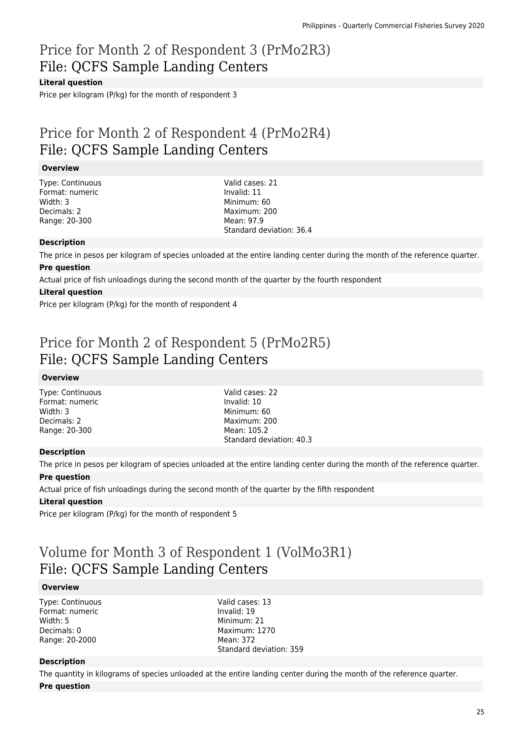## Price for Month 2 of Respondent 3 (PrMo2R3)
## File: QCFS Sample Landing Centers

**Literal question**

Price per kilogram (P/kg) for the month of respondent 3

## Price for Month 2 of Respondent 4 (PrMo2R4)
## File: QCFS Sample Landing Centers

**Overview**

Type: Continuous
Format: numeric
Width: 3
Decimals: 2
Range: 20-300

Valid cases: 21
Invalid: 11
Minimum: 60
Maximum: 200
Mean: 97.9
Standard deviation: 36.4

**Description**

The price in pesos per kilogram of species unloaded at the entire landing center during the month of the reference quarter.

**Pre question**

Actual price of fish unloadings during the second month of the quarter by the fourth respondent

**Literal question**

Price per kilogram (P/kg) for the month of respondent 4

## Price for Month 2 of Respondent 5 (PrMo2R5)
## File: QCFS Sample Landing Centers

**Overview**

Type: Continuous
Format: numeric
Width: 3
Decimals: 2
Range: 20-300

Valid cases: 22
Invalid: 10
Minimum: 60
Maximum: 200
Mean: 105.2
Standard deviation: 40.3

**Description**

The price in pesos per kilogram of species unloaded at the entire landing center during the month of the reference quarter.

**Pre question**

Actual price of fish unloadings during the second month of the quarter by the fifth respondent

**Literal question**

Price per kilogram (P/kg) for the month of respondent 5

## Volume for Month 3 of Respondent 1 (VolMo3R1)
## File: QCFS Sample Landing Centers

**Overview**

Type: Continuous
Format: numeric
Width: 5
Decimals: 0
Range: 20-2000

Valid cases: 13
Invalid: 19
Minimum: 21
Maximum: 1270
Mean: 372
Standard deviation: 359

**Description**

The quantity in kilograms of species unloaded at the entire landing center during the month of the reference quarter.

**Pre question**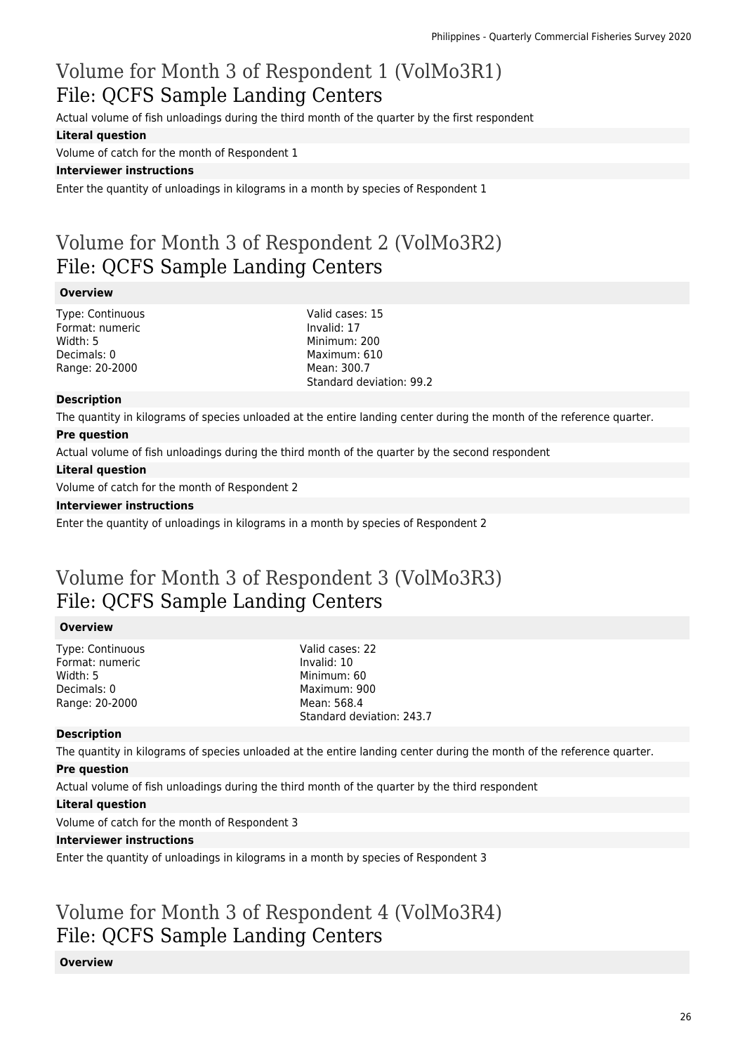## Volume for Month 3 of Respondent 1 (VolMo3R1)
## File: QCFS Sample Landing Centers

Actual volume of fish unloadings during the third month of the quarter by the first respondent

**Literal question**

Volume of catch for the month of Respondent 1

**Interviewer instructions**

Enter the quantity of unloadings in kilograms in a month by species of Respondent 1

## Volume for Month 3 of Respondent 2 (VolMo3R2)
## File: QCFS Sample Landing Centers

**Overview**

Type: Continuous
Format: numeric
Width: 5
Decimals: 0
Range: 20-2000

Valid cases: 15
Invalid: 17
Minimum: 200
Maximum: 610
Mean: 300.7
Standard deviation: 99.2

**Description**

The quantity in kilograms of species unloaded at the entire landing center during the month of the reference quarter.

**Pre question**

Actual volume of fish unloadings during the third month of the quarter by the second respondent

**Literal question**

Volume of catch for the month of Respondent 2

**Interviewer instructions**

Enter the quantity of unloadings in kilograms in a month by species of Respondent 2

## Volume for Month 3 of Respondent 3 (VolMo3R3)
## File: QCFS Sample Landing Centers

**Overview**

Type: Continuous
Format: numeric
Width: 5
Decimals: 0
Range: 20-2000

Valid cases: 22
Invalid: 10
Minimum: 60
Maximum: 900
Mean: 568.4
Standard deviation: 243.7

**Description**

The quantity in kilograms of species unloaded at the entire landing center during the month of the reference quarter.

**Pre question**

Actual volume of fish unloadings during the third month of the quarter by the third respondent

**Literal question**

Volume of catch for the month of Respondent 3

**Interviewer instructions**

Enter the quantity of unloadings in kilograms in a month by species of Respondent 3

## Volume for Month 3 of Respondent 4 (VolMo3R4)
## File: QCFS Sample Landing Centers

**Overview**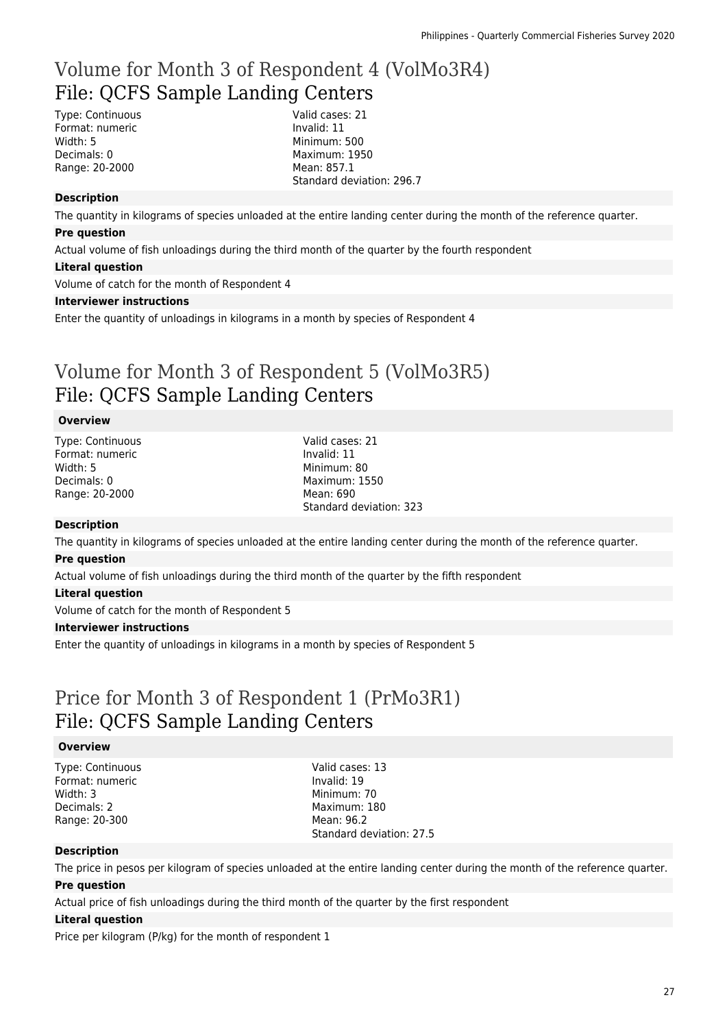## Volume for Month 3 of Respondent 4 (VolMo3R4)
## File: QCFS Sample Landing Centers

Type: Continuous
Format: numeric
Width: 5
Decimals: 0
Range: 20-2000

Valid cases: 21
Invalid: 11
Minimum: 500
Maximum: 1950
Mean: 857.1
Standard deviation: 296.7

**Description**

The quantity in kilograms of species unloaded at the entire landing center during the month of the reference quarter.

**Pre question**

Actual volume of fish unloadings during the third month of the quarter by the fourth respondent

**Literal question**

Volume of catch for the month of Respondent 4

**Interviewer instructions**

Enter the quantity of unloadings in kilograms in a month by species of Respondent 4

## Volume for Month 3 of Respondent 5 (VolMo3R5)
## File: QCFS Sample Landing Centers

**Overview**

Type: Continuous
Format: numeric
Width: 5
Decimals: 0
Range: 20-2000

Valid cases: 21
Invalid: 11
Minimum: 80
Maximum: 1550
Mean: 690
Standard deviation: 323

**Description**

The quantity in kilograms of species unloaded at the entire landing center during the month of the reference quarter.

**Pre question**

Actual volume of fish unloadings during the third month of the quarter by the fifth respondent

**Literal question**

Volume of catch for the month of Respondent 5

**Interviewer instructions**

Enter the quantity of unloadings in kilograms in a month by species of Respondent 5

## Price for Month 3 of Respondent 1 (PrMo3R1)
## File: QCFS Sample Landing Centers

**Overview**

Type: Continuous
Format: numeric
Width: 3
Decimals: 2
Range: 20-300

Valid cases: 13
Invalid: 19
Minimum: 70
Maximum: 180
Mean: 96.2
Standard deviation: 27.5

**Description**

The price in pesos per kilogram of species unloaded at the entire landing center during the month of the reference quarter.

**Pre question**

Actual price of fish unloadings during the third month of the quarter by the first respondent

**Literal question**

Price per kilogram (P/kg) for the month of respondent 1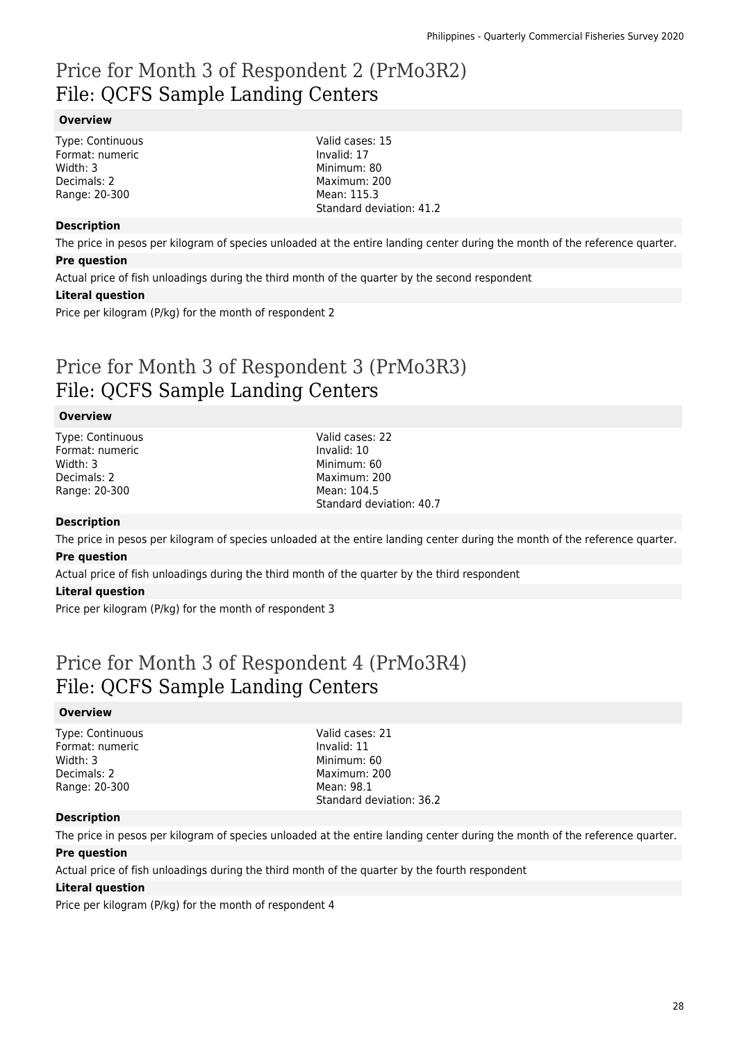# Price for Month 3 of Respondent 2 (PrMo3R2)
## File: QCFS Sample Landing Centers

### Overview

Type: Continuous
Format: numeric
Width: 3
Decimals: 2
Range: 20-300

Valid cases: 15
Invalid: 17
Minimum: 80
Maximum: 200
Mean: 115.3
Standard deviation: 41.2

### Description

The price in pesos per kilogram of species unloaded at the entire landing center during the month of the reference quarter.

### Pre question

Actual price of fish unloadings during the third month of the quarter by the second respondent

### Literal question

Price per kilogram (P/kg) for the month of respondent 2

# Price for Month 3 of Respondent 3 (PrMo3R3)
## File: QCFS Sample Landing Centers

### Overview

Type: Continuous
Format: numeric
Width: 3
Decimals: 2
Range: 20-300

Valid cases: 22
Invalid: 10
Minimum: 60
Maximum: 200
Mean: 104.5
Standard deviation: 40.7

### Description

The price in pesos per kilogram of species unloaded at the entire landing center during the month of the reference quarter.

### Pre question

Actual price of fish unloadings during the third month of the quarter by the third respondent

### Literal question

Price per kilogram (P/kg) for the month of respondent 3

# Price for Month 3 of Respondent 4 (PrMo3R4)
## File: QCFS Sample Landing Centers

### Overview

Type: Continuous
Format: numeric
Width: 3
Decimals: 2
Range: 20-300

Valid cases: 21
Invalid: 11
Minimum: 60
Maximum: 200
Mean: 98.1
Standard deviation: 36.2

### Description

The price in pesos per kilogram of species unloaded at the entire landing center during the month of the reference quarter.

### Pre question

Actual price of fish unloadings during the third month of the quarter by the fourth respondent

### Literal question

Price per kilogram (P/kg) for the month of respondent 4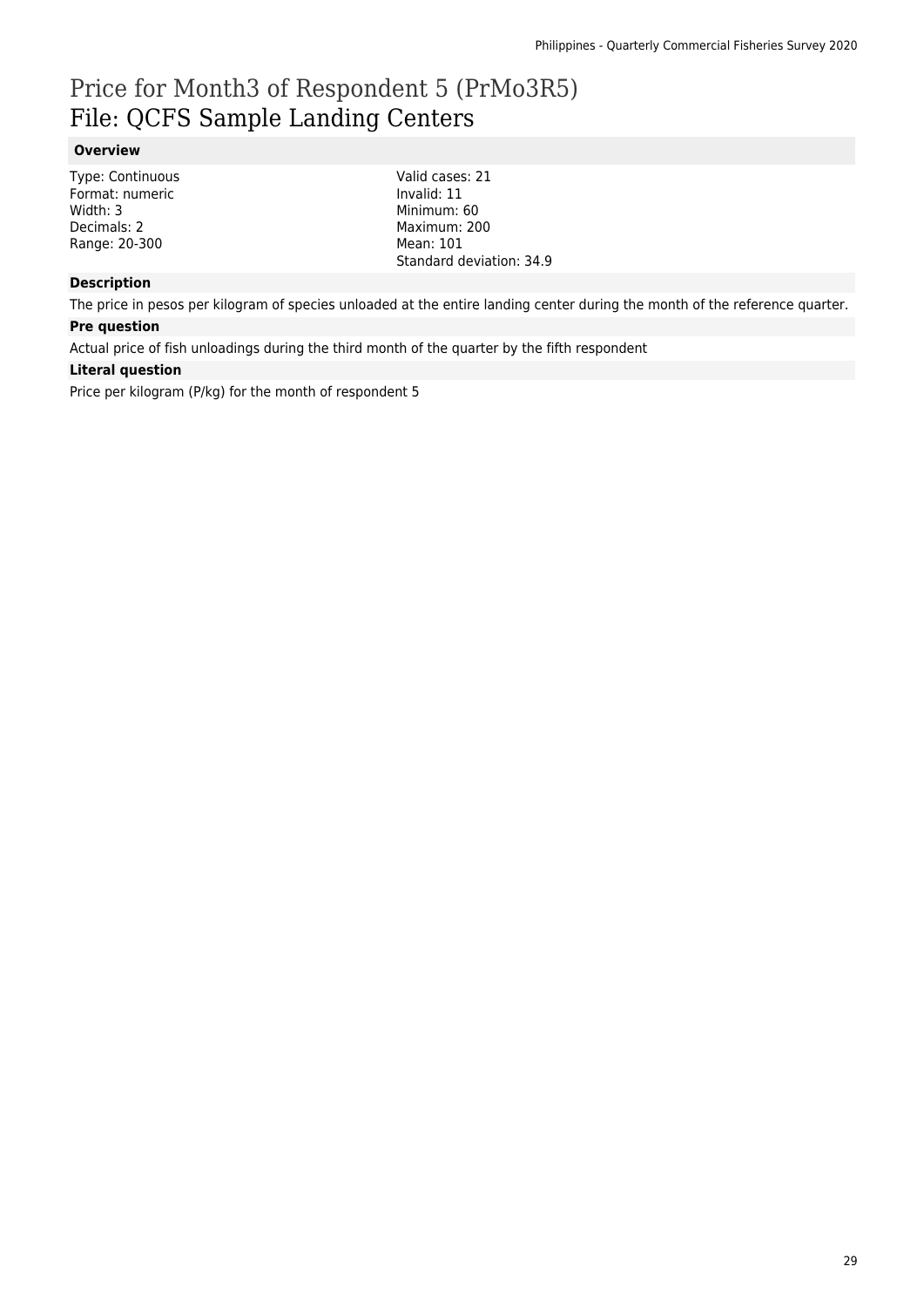# Price for Month3 of Respondent 5 (PrMo3R5)
## File: QCFS Sample Landing Centers

### Overview

Type: Continuous
Format: numeric
Width: 3
Decimals: 2
Range: 20-300

Valid cases: 21
Invalid: 11
Minimum: 60
Maximum: 200
Mean: 101
Standard deviation: 34.9

### Description

The price in pesos per kilogram of species unloaded at the entire landing center during the month of the reference quarter.

### Pre question

Actual price of fish unloadings during the third month of the quarter by the fifth respondent

### Literal question

Price per kilogram (P/kg) for the month of respondent 5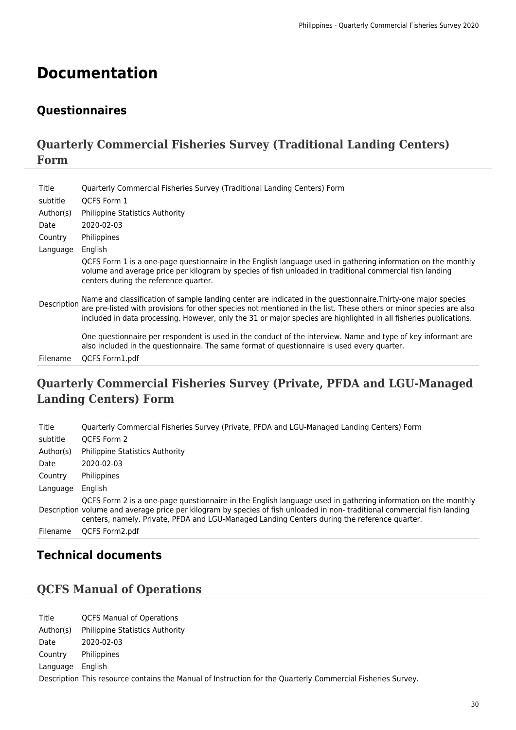# Documentation

## Questionnaires

### Quarterly Commercial Fisheries Survey (Traditional Landing Centers) Form

| | |
|---|---|
| Title | Quarterly Commercial Fisheries Survey (Traditional Landing Centers) Form |
| subtitle | QCFS Form 1 |
| Author(s) | Philippine Statistics Authority |
| Date | 2020-02-03 |
| Country | Philippines |
| Language | English |
| Description | QCFS Form 1 is a one-page questionnaire in the English language used in gathering information on the monthly volume and average price per kilogram by species of fish unloaded in traditional commercial fish landing centers during the reference quarter.<br><br>Name and classification of sample landing center are indicated in the questionnaire.Thirty-one major species are pre-listed with provisions for other species not mentioned in the list. These others or minor species are also included in data processing. However, only the 31 or major species are highlighted in all fisheries publications.<br><br>One questionnaire per respondent is used in the conduct of the interview. Name and type of key informant are also included in the questionnaire. The same format of questionnaire is used every quarter. |
| Filename | QCFS Form1.pdf |

### Quarterly Commercial Fisheries Survey (Private, PFDA and LGU-Managed Landing Centers) Form

| | |
|---|---|
| Title | Quarterly Commercial Fisheries Survey (Private, PFDA and LGU-Managed Landing Centers) Form |
| subtitle | QCFS Form 2 |
| Author(s) | Philippine Statistics Authority |
| Date | 2020-02-03 |
| Country | Philippines |
| Language | English |
| Description | QCFS Form 2 is a one-page questionnaire in the English language used in gathering information on the monthly volume and average price per kilogram by species of fish unloaded in non- traditional commercial fish landing centers, namely. Private, PFDA and LGU-Managed Landing Centers during the reference quarter. |
| Filename | QCFS Form2.pdf |

## Technical documents

### QCFS Manual of Operations

| | |
|---|---|
| Title | QCFS Manual of Operations |
| Author(s) | Philippine Statistics Authority |
| Date | 2020-02-03 |
| Country | Philippines |
| Language | English |
| Description | This resource contains the Manual of Instruction for the Quarterly Commercial Fisheries Survey. |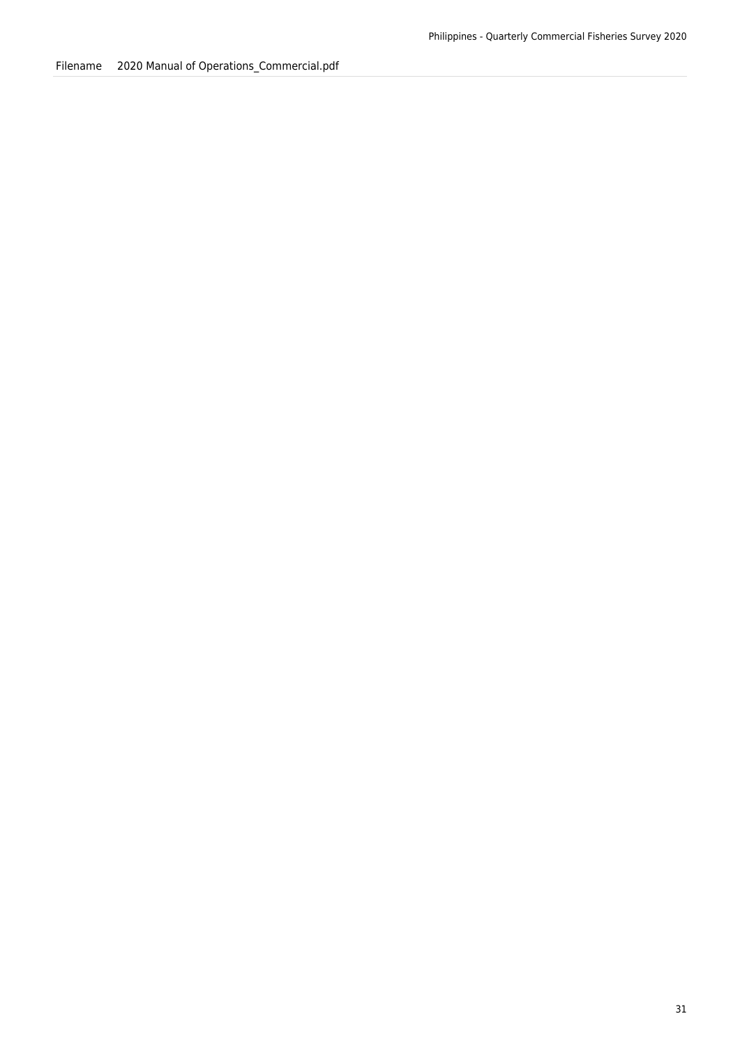| | |
|---|---|
| Filename | 2020 Manual of Operations_Commercial.pdf |